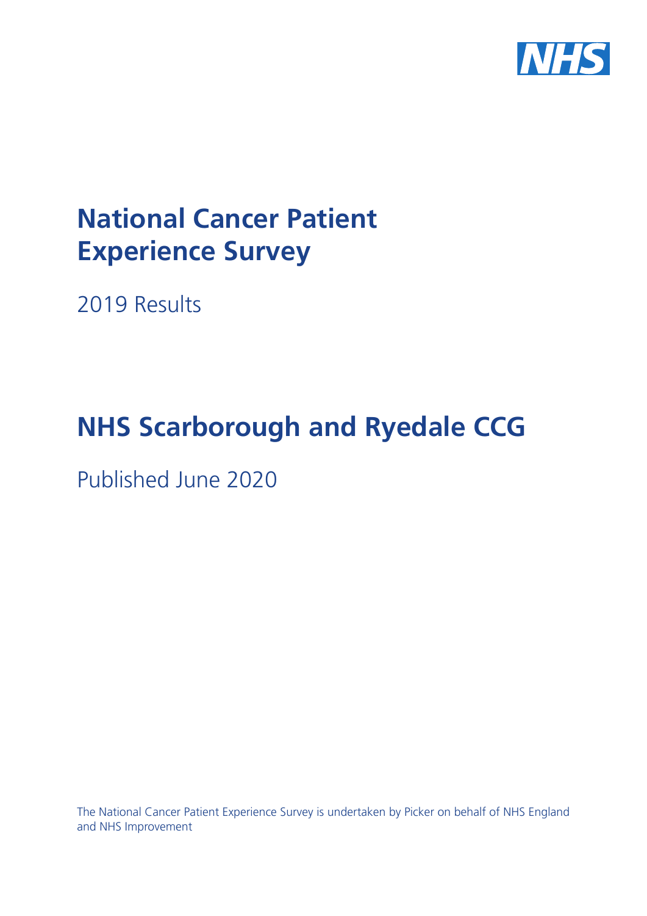NHS

# National Cancer Patient Experience Survey

2019 Results

# NHS Scarborough and Ryedale CCG

Published June 2020

The National Cancer Patient Experience Survey is undertaken by Picker on behalf of NHS England and NHS Improvement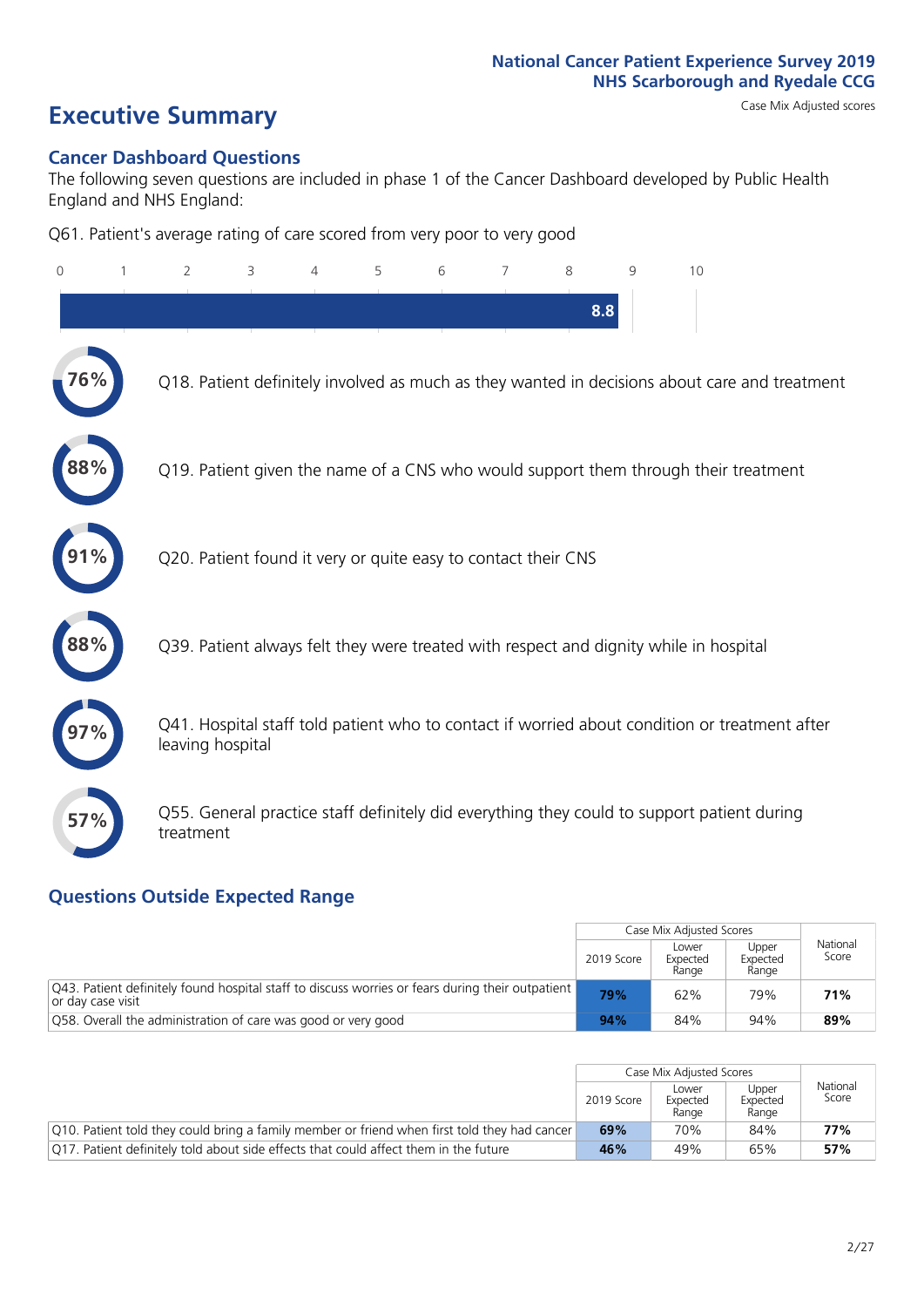National Cancer Patient Experience Survey 2019
NHS Scarborough and Ryedale CCG

# Executive Summary

Case Mix Adjusted scores

## Cancer Dashboard Questions

The following seven questions are included in phase 1 of the Cancer Dashboard developed by Public Health England and NHS England:

Q61. Patient's average rating of care scored from very poor to very good

8.8

- 76% — Q18. Patient definitely involved as much as they wanted in decisions about care and treatment
- 88% — Q19. Patient given the name of a CNS who would support them through their treatment
- 91% — Q20. Patient found it very or quite easy to contact their CNS
- 88% — Q39. Patient always felt they were treated with respect and dignity while in hospital
- 97% — Q41. Hospital staff told patient who to contact if worried about condition or treatment after leaving hospital
- 57% — Q55. General practice staff definitely did everything they could to support patient during treatment

## Questions Outside Expected Range

| | Case Mix Adjusted Scores | | | National Score |
|---|---|---|---|---|
| | 2019 Score | Lower Expected Range | Upper Expected Range | |
| Q43. Patient definitely found hospital staff to discuss worries or fears during their outpatient or day case visit | **79%** | 62% | 79% | **71%** |
| Q58. Overall the administration of care was good or very good | **94%** | 84% | 94% | **89%** |

| | Case Mix Adjusted Scores | | | National Score |
|---|---|---|---|---|
| | 2019 Score | Lower Expected Range | Upper Expected Range | |
| Q10. Patient told they could bring a family member or friend when first told they had cancer | **69%** | 70% | 84% | **77%** |
| Q17. Patient definitely told about side effects that could affect them in the future | **46%** | 49% | 65% | **57%** |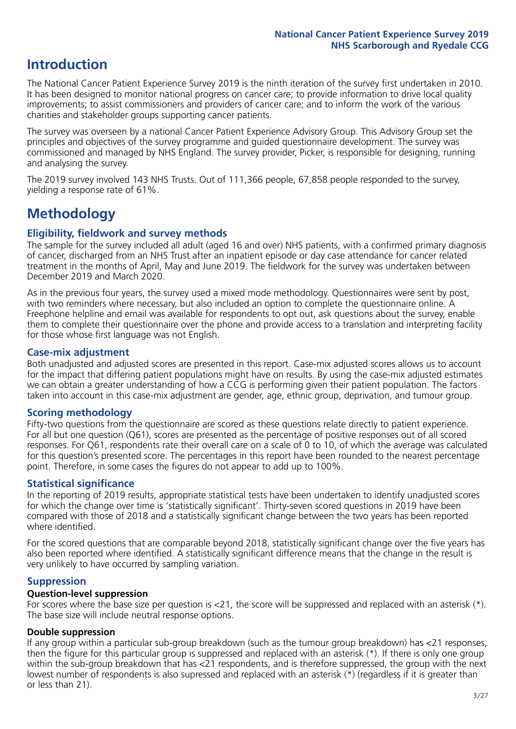# Introduction

The National Cancer Patient Experience Survey 2019 is the ninth iteration of the survey first undertaken in 2010. It has been designed to monitor national progress on cancer care; to provide information to drive local quality improvements; to assist commissioners and providers of cancer care; and to inform the work of the various charities and stakeholder groups supporting cancer patients.

The survey was overseen by a national Cancer Patient Experience Advisory Group. This Advisory Group set the principles and objectives of the survey programme and guided questionnaire development. The survey was commissioned and managed by NHS England. The survey provider, Picker, is responsible for designing, running and analysing the survey.

The 2019 survey involved 143 NHS Trusts. Out of 111,366 people, 67,858 people responded to the survey, yielding a response rate of 61%.

# Methodology

## Eligibility, fieldwork and survey methods

The sample for the survey included all adult (aged 16 and over) NHS patients, with a confirmed primary diagnosis of cancer, discharged from an NHS Trust after an inpatient episode or day case attendance for cancer related treatment in the months of April, May and June 2019. The fieldwork for the survey was undertaken between December 2019 and March 2020.

As in the previous four years, the survey used a mixed mode methodology. Questionnaires were sent by post, with two reminders where necessary, but also included an option to complete the questionnaire online. A Freephone helpline and email was available for respondents to opt out, ask questions about the survey, enable them to complete their questionnaire over the phone and provide access to a translation and interpreting facility for those whose first language was not English.

## Case-mix adjustment

Both unadjusted and adjusted scores are presented in this report. Case-mix adjusted scores allows us to account for the impact that differing patient populations might have on results. By using the case-mix adjusted estimates we can obtain a greater understanding of how a CCG is performing given their patient population. The factors taken into account in this case-mix adjustment are gender, age, ethnic group, deprivation, and tumour group.

## Scoring methodology

Fifty-two questions from the questionnaire are scored as these questions relate directly to patient experience. For all but one question (Q61), scores are presented as the percentage of positive responses out of all scored responses. For Q61, respondents rate their overall care on a scale of 0 to 10, of which the average was calculated for this question's presented score. The percentages in this report have been rounded to the nearest percentage point. Therefore, in some cases the figures do not appear to add up to 100%.

## Statistical significance

In the reporting of 2019 results, appropriate statistical tests have been undertaken to identify unadjusted scores for which the change over time is 'statistically significant'. Thirty-seven scored questions in 2019 have been compared with those of 2018 and a statistically significant change between the two years has been reported where identified.

For the scored questions that are comparable beyond 2018, statistically significant change over the five years has also been reported where identified. A statistically significant difference means that the change in the result is very unlikely to have occurred by sampling variation.

## Suppression

### Question-level suppression

For scores where the base size per question is <21, the score will be suppressed and replaced with an asterisk (*). The base size will include neutral response options.

### Double suppression

If any group within a particular sub-group breakdown (such as the tumour group breakdown) has <21 responses, then the figure for this particular group is suppressed and replaced with an asterisk (*). If there is only one group within the sub-group breakdown that has <21 respondents, and is therefore suppressed, the group with the next lowest number of respondents is also supressed and replaced with an asterisk (*) (regardless if it is greater than or less than 21).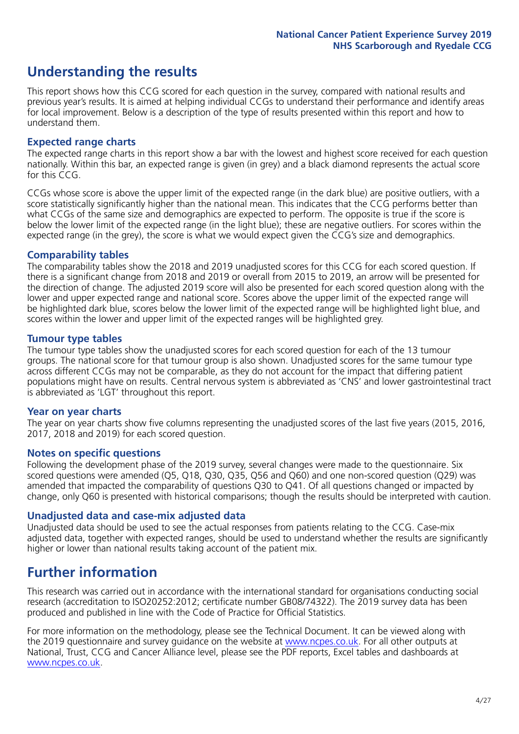# Understanding the results

This report shows how this CCG scored for each question in the survey, compared with national results and previous year's results. It is aimed at helping individual CCGs to understand their performance and identify areas for local improvement. Below is a description of the type of results presented within this report and how to understand them.

## Expected range charts

The expected range charts in this report show a bar with the lowest and highest score received for each question nationally. Within this bar, an expected range is given (in grey) and a black diamond represents the actual score for this CCG.

CCGs whose score is above the upper limit of the expected range (in the dark blue) are positive outliers, with a score statistically significantly higher than the national mean. This indicates that the CCG performs better than what CCGs of the same size and demographics are expected to perform. The opposite is true if the score is below the lower limit of the expected range (in the light blue); these are negative outliers. For scores within the expected range (in the grey), the score is what we would expect given the CCG's size and demographics.

## Comparability tables

The comparability tables show the 2018 and 2019 unadjusted scores for this CCG for each scored question. If there is a significant change from 2018 and 2019 or overall from 2015 to 2019, an arrow will be presented for the direction of change. The adjusted 2019 score will also be presented for each scored question along with the lower and upper expected range and national score. Scores above the upper limit of the expected range will be highlighted dark blue, scores below the lower limit of the expected range will be highlighted light blue, and scores within the lower and upper limit of the expected ranges will be highlighted grey.

## Tumour type tables

The tumour type tables show the unadjusted scores for each scored question for each of the 13 tumour groups. The national score for that tumour group is also shown. Unadjusted scores for the same tumour type across different CCGs may not be comparable, as they do not account for the impact that differing patient populations might have on results. Central nervous system is abbreviated as 'CNS' and lower gastrointestinal tract is abbreviated as 'LGT' throughout this report.

## Year on year charts

The year on year charts show five columns representing the unadjusted scores of the last five years (2015, 2016, 2017, 2018 and 2019) for each scored question.

## Notes on specific questions

Following the development phase of the 2019 survey, several changes were made to the questionnaire. Six scored questions were amended (Q5, Q18, Q30, Q35, Q56 and Q60) and one non-scored question (Q29) was amended that impacted the comparability of questions Q30 to Q41. Of all questions changed or impacted by change, only Q60 is presented with historical comparisons; though the results should be interpreted with caution.

## Unadjusted data and case-mix adjusted data

Unadjusted data should be used to see the actual responses from patients relating to the CCG. Case-mix adjusted data, together with expected ranges, should be used to understand whether the results are significantly higher or lower than national results taking account of the patient mix.

# Further information

This research was carried out in accordance with the international standard for organisations conducting social research (accreditation to ISO20252:2012; certificate number GB08/74322). The 2019 survey data has been produced and published in line with the Code of Practice for Official Statistics.

For more information on the methodology, please see the Technical Document. It can be viewed along with the 2019 questionnaire and survey guidance on the website at www.ncpes.co.uk. For all other outputs at National, Trust, CCG and Cancer Alliance level, please see the PDF reports, Excel tables and dashboards at www.ncpes.co.uk.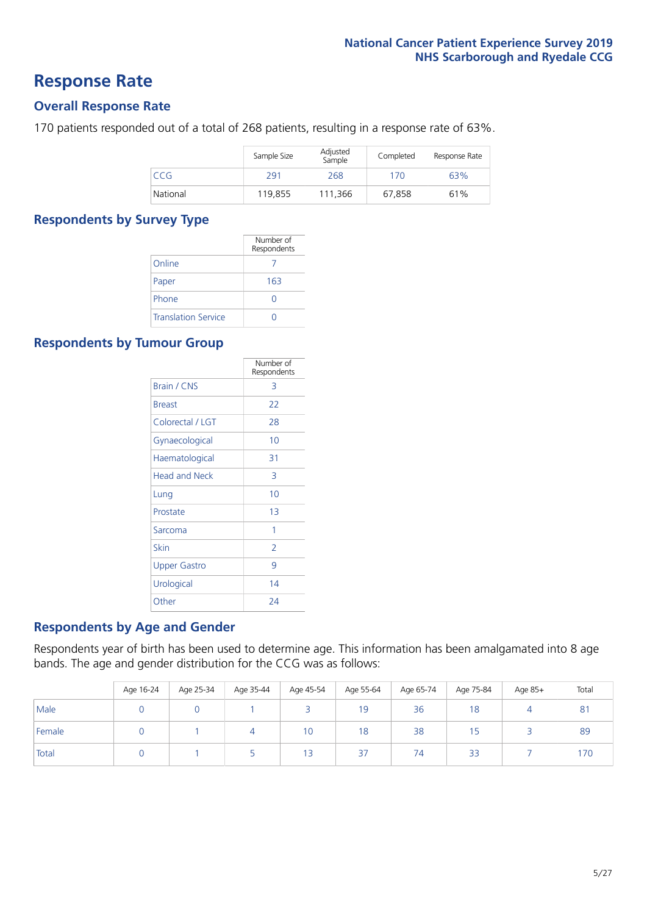# Response Rate

## Overall Response Rate

170 patients responded out of a total of 268 patients, resulting in a response rate of 63%.

| | Sample Size | Adjusted Sample | Completed | Response Rate |
|---|---|---|---|---|
| CCG | 291 | 268 | 170 | 63% |
| National | 119,855 | 111,366 | 67,858 | 61% |

## Respondents by Survey Type

| | Number of Respondents |
|---|---|
| Online | 7 |
| Paper | 163 |
| Phone | 0 |
| Translation Service | 0 |

## Respondents by Tumour Group

| | Number of Respondents |
|---|---|
| Brain / CNS | 3 |
| Breast | 22 |
| Colorectal / LGT | 28 |
| Gynaecological | 10 |
| Haematological | 31 |
| Head and Neck | 3 |
| Lung | 10 |
| Prostate | 13 |
| Sarcoma | 1 |
| Skin | 2 |
| Upper Gastro | 9 |
| Urological | 14 |
| Other | 24 |

## Respondents by Age and Gender

Respondents year of birth has been used to determine age. This information has been amalgamated into 8 age bands. The age and gender distribution for the CCG was as follows:

| | Age 16-24 | Age 25-34 | Age 35-44 | Age 45-54 | Age 55-64 | Age 65-74 | Age 75-84 | Age 85+ | Total |
|---|---|---|---|---|---|---|---|---|---|
| Male | 0 | 0 | 1 | 3 | 19 | 36 | 18 | 4 | 81 |
| Female | 0 | 1 | 4 | 10 | 18 | 38 | 15 | 3 | 89 |
| Total | 0 | 1 | 5 | 13 | 37 | 74 | 33 | 7 | 170 |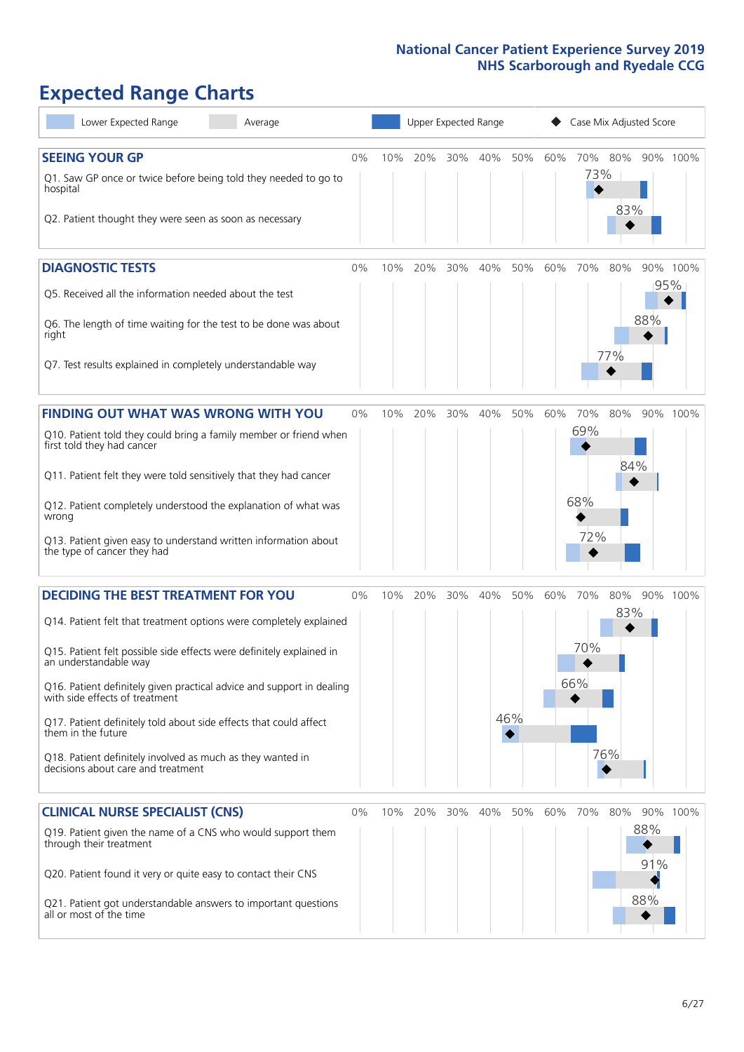# Expected Range Charts

Lower Expected Range | Average | Upper Expected Range | Case Mix Adjusted Score

## SEEING YOUR GP

| Question | Case Mix Adjusted Score |
|---|---|
| Q1. Saw GP once or twice before being told they needed to go to hospital | 73% |
| Q2. Patient thought they were seen as soon as necessary | 83% |

## DIAGNOSTIC TESTS

| Question | Case Mix Adjusted Score |
|---|---|
| Q5. Received all the information needed about the test | 95% |
| Q6. The length of time waiting for the test to be done was about right | 88% |
| Q7. Test results explained in completely understandable way | 77% |

## FINDING OUT WHAT WAS WRONG WITH YOU

| Question | Case Mix Adjusted Score |
|---|---|
| Q10. Patient told they could bring a family member or friend when first told they had cancer | 69% |
| Q11. Patient felt they were told sensitively that they had cancer | 84% |
| Q12. Patient completely understood the explanation of what was wrong | 68% |
| Q13. Patient given easy to understand written information about the type of cancer they had | 72% |

## DECIDING THE BEST TREATMENT FOR YOU

| Question | Case Mix Adjusted Score |
|---|---|
| Q14. Patient felt that treatment options were completely explained | 83% |
| Q15. Patient felt possible side effects were definitely explained in an understandable way | 70% |
| Q16. Patient definitely given practical advice and support in dealing with side effects of treatment | 66% |
| Q17. Patient definitely told about side effects that could affect them in the future | 46% |
| Q18. Patient definitely involved as much as they wanted in decisions about care and treatment | 76% |

## CLINICAL NURSE SPECIALIST (CNS)

| Question | Case Mix Adjusted Score |
|---|---|
| Q19. Patient given the name of a CNS who would support them through their treatment | 88% |
| Q20. Patient found it very or quite easy to contact their CNS | 91% |
| Q21. Patient got understandable answers to important questions all or most of the time | 88% |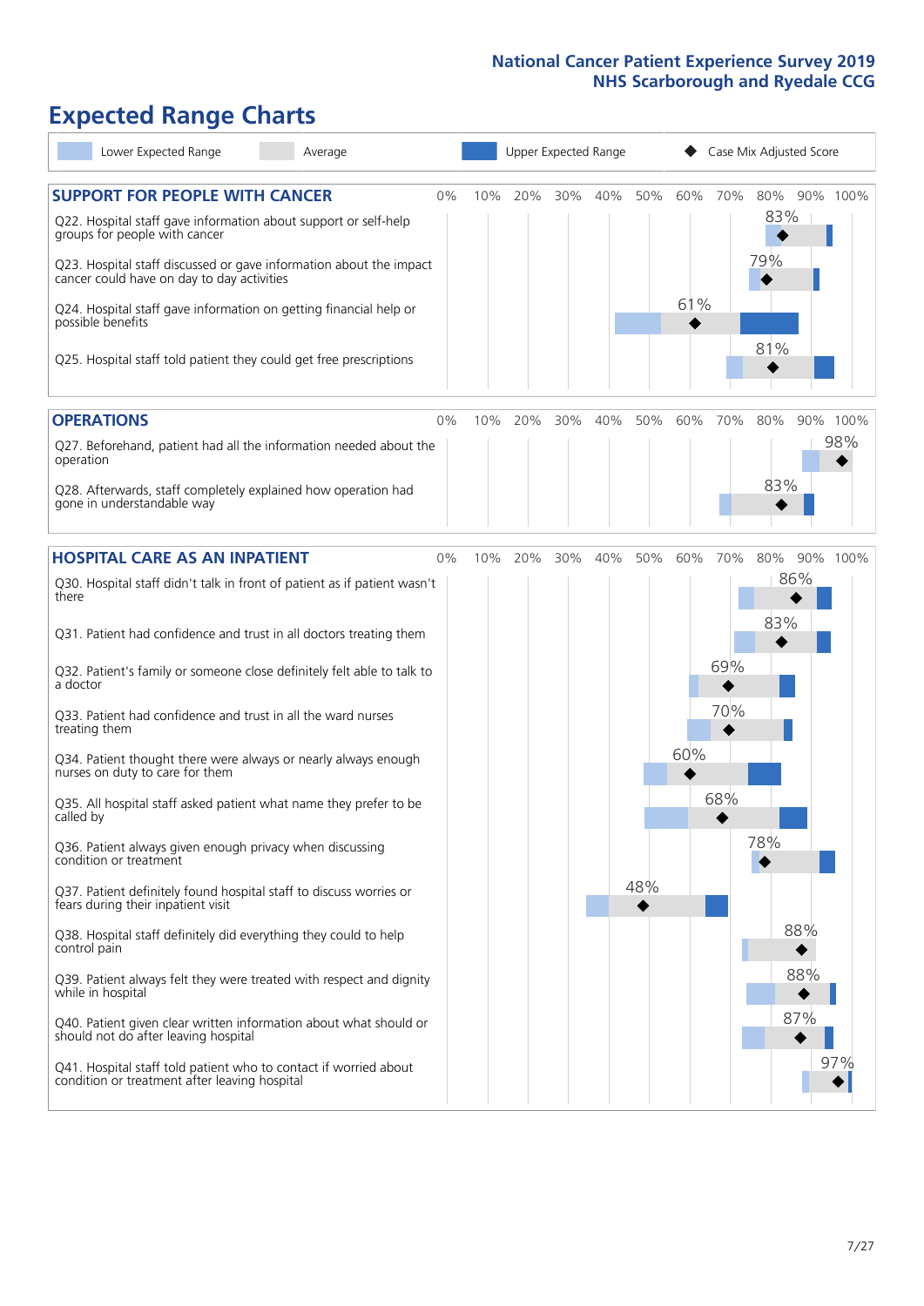# Expected Range Charts

Lower Expected Range | Average | Upper Expected Range | Case Mix Adjusted Score

## SUPPORT FOR PEOPLE WITH CANCER

| Question | Case Mix Adjusted Score |
|---|---|
| Q22. Hospital staff gave information about support or self-help groups for people with cancer | 83% |
| Q23. Hospital staff discussed or gave information about the impact cancer could have on day to day activities | 79% |
| Q24. Hospital staff gave information on getting financial help or possible benefits | 61% |
| Q25. Hospital staff told patient they could get free prescriptions | 81% |

## OPERATIONS

| Question | Case Mix Adjusted Score |
|---|---|
| Q27. Beforehand, patient had all the information needed about the operation | 98% |
| Q28. Afterwards, staff completely explained how operation had gone in understandable way | 83% |

## HOSPITAL CARE AS AN INPATIENT

| Question | Case Mix Adjusted Score |
|---|---|
| Q30. Hospital staff didn't talk in front of patient as if patient wasn't there | 86% |
| Q31. Patient had confidence and trust in all doctors treating them | 83% |
| Q32. Patient's family or someone close definitely felt able to talk to a doctor | 69% |
| Q33. Patient had confidence and trust in all the ward nurses treating them | 70% |
| Q34. Patient thought there were always or nearly always enough nurses on duty to care for them | 60% |
| Q35. All hospital staff asked patient what name they prefer to be called by | 68% |
| Q36. Patient always given enough privacy when discussing condition or treatment | 78% |
| Q37. Patient definitely found hospital staff to discuss worries or fears during their inpatient visit | 48% |
| Q38. Hospital staff definitely did everything they could to help control pain | 88% |
| Q39. Patient always felt they were treated with respect and dignity while in hospital | 88% |
| Q40. Patient given clear written information about what should or should not do after leaving hospital | 87% |
| Q41. Hospital staff told patient who to contact if worried about condition or treatment after leaving hospital | 97% |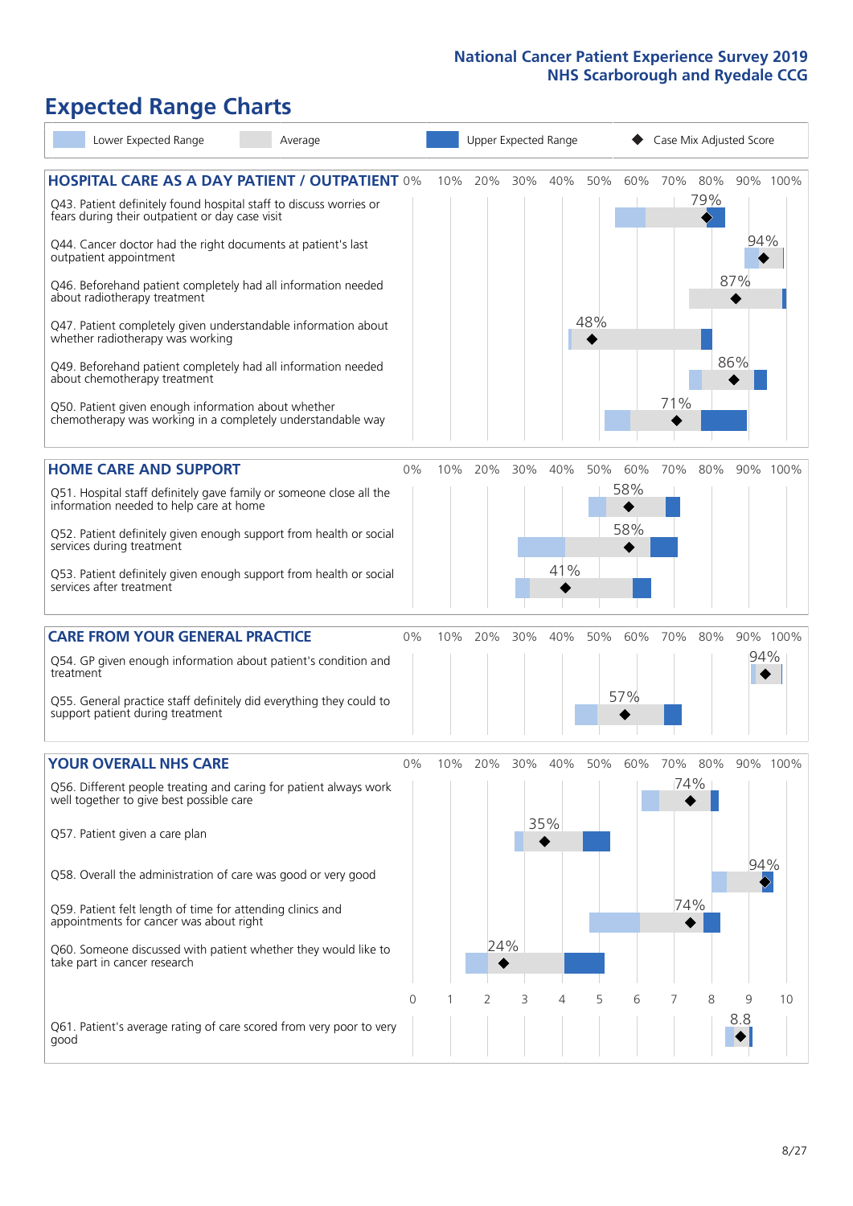# Expected Range Charts

Lower Expected Range | Average | Upper Expected Range | Case Mix Adjusted Score

## HOSPITAL CARE AS A DAY PATIENT / OUTPATIENT

| Question | Case Mix Adjusted Score |
|---|---|
| Q43. Patient definitely found hospital staff to discuss worries or fears during their outpatient or day case visit | 79% |
| Q44. Cancer doctor had the right documents at patient's last outpatient appointment | 94% |
| Q46. Beforehand patient completely had all information needed about radiotherapy treatment | 87% |
| Q47. Patient completely given understandable information about whether radiotherapy was working | 48% |
| Q49. Beforehand patient completely had all information needed about chemotherapy treatment | 86% |
| Q50. Patient given enough information about whether chemotherapy was working in a completely understandable way | 71% |

## HOME CARE AND SUPPORT

| Question | Case Mix Adjusted Score |
|---|---|
| Q51. Hospital staff definitely gave family or someone close all the information needed to help care at home | 58% |
| Q52. Patient definitely given enough support from health or social services during treatment | 58% |
| Q53. Patient definitely given enough support from health or social services after treatment | 41% |

## CARE FROM YOUR GENERAL PRACTICE

| Question | Case Mix Adjusted Score |
|---|---|
| Q54. GP given enough information about patient's condition and treatment | 94% |
| Q55. General practice staff definitely did everything they could to support patient during treatment | 57% |

## YOUR OVERALL NHS CARE

| Question | Case Mix Adjusted Score |
|---|---|
| Q56. Different people treating and caring for patient always work well together to give best possible care | 74% |
| Q57. Patient given a care plan | 35% |
| Q58. Overall the administration of care was good or very good | 94% |
| Q59. Patient felt length of time for attending clinics and appointments for cancer was about right | 74% |
| Q60. Someone discussed with patient whether they would like to take part in cancer research | 24% |
| Q61. Patient's average rating of care scored from very poor to very good | 8.8 |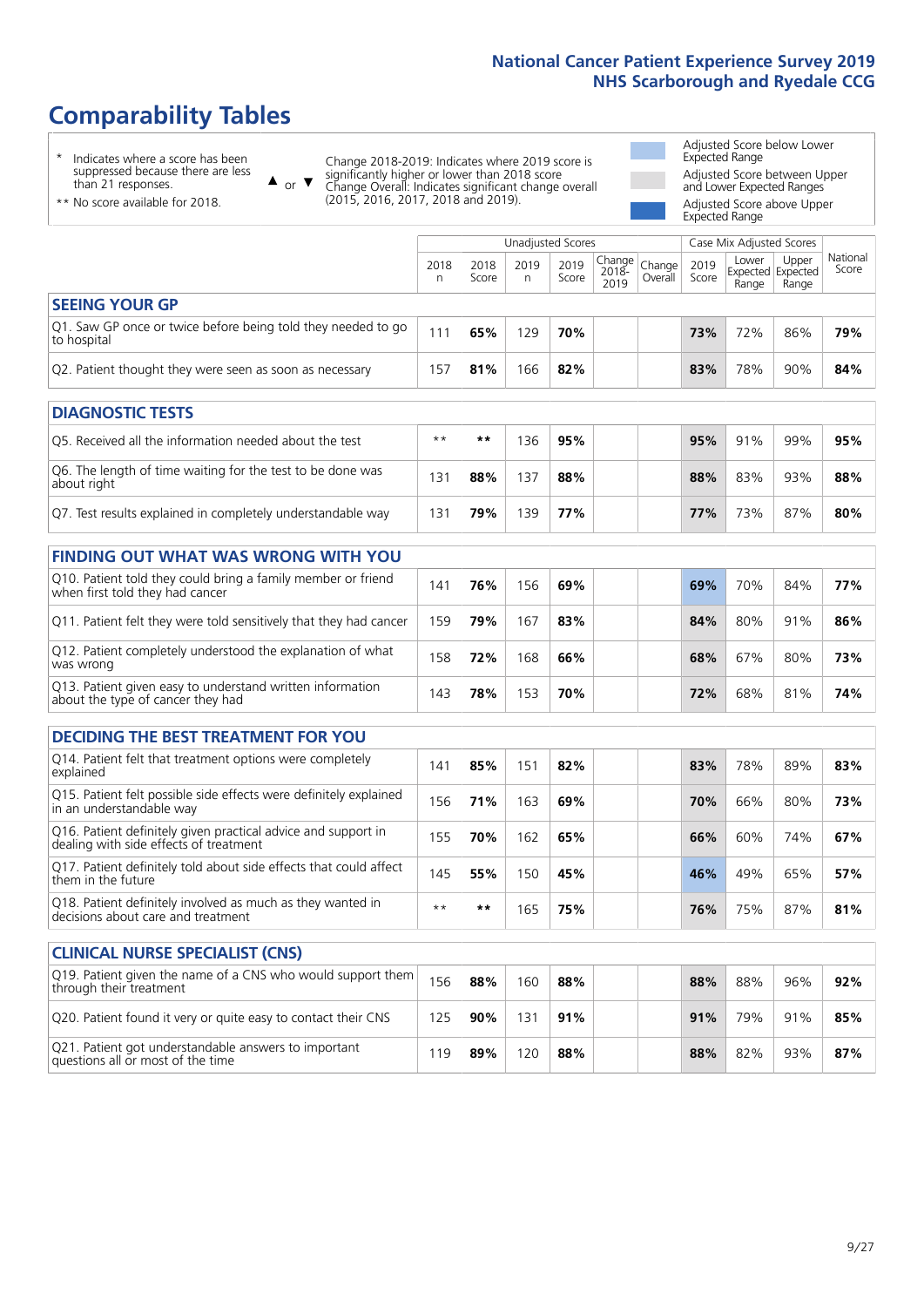# Comparability Tables

\* Indicates where a score has been suppressed because there are less than 21 responses.

** No score available for 2018.

▲ or ▼ Change 2018-2019: Indicates where 2019 score is significantly higher or lower than 2018 score. Change Overall: Indicates significant change overall (2015, 2016, 2017, 2018 and 2019).

Adjusted Score below Lower Expected Range

Adjusted Score between Upper and Lower Expected Ranges

Adjusted Score above Upper Expected Range

| | Unadjusted Scores | | | | | | Case Mix Adjusted Scores | | | |
|---|---|---|---|---|---|---|---|---|---|---|
| | 2018 n | 2018 Score | 2019 n | 2019 Score | Change 2018-2019 | Change Overall | 2019 Score | Lower Expected Range | Upper Expected Range | National Score |
| **SEEING YOUR GP** | | | | | | | | | | |
| Q1. Saw GP once or twice before being told they needed to go to hospital | 111 | **65%** | 129 | **70%** | | | **73%** | 72% | 86% | **79%** |
| Q2. Patient thought they were seen as soon as necessary | 157 | **81%** | 166 | **82%** | | | **83%** | 78% | 90% | **84%** |
| **DIAGNOSTIC TESTS** | | | | | | | | | | |
| Q5. Received all the information needed about the test | ** | ** | 136 | **95%** | | | **95%** | 91% | 99% | **95%** |
| Q6. The length of time waiting for the test to be done was about right | 131 | **88%** | 137 | **88%** | | | **88%** | 83% | 93% | **88%** |
| Q7. Test results explained in completely understandable way | 131 | **79%** | 139 | **77%** | | | **77%** | 73% | 87% | **80%** |
| **FINDING OUT WHAT WAS WRONG WITH YOU** | | | | | | | | | | |
| Q10. Patient told they could bring a family member or friend when first told they had cancer | 141 | **76%** | 156 | **69%** | | | **69%** | 70% | 84% | **77%** |
| Q11. Patient felt they were told sensitively that they had cancer | 159 | **79%** | 167 | **83%** | | | **84%** | 80% | 91% | **86%** |
| Q12. Patient completely understood the explanation of what was wrong | 158 | **72%** | 168 | **66%** | | | **68%** | 67% | 80% | **73%** |
| Q13. Patient given easy to understand written information about the type of cancer they had | 143 | **78%** | 153 | **70%** | | | **72%** | 68% | 81% | **74%** |
| **DECIDING THE BEST TREATMENT FOR YOU** | | | | | | | | | | |
| Q14. Patient felt that treatment options were completely explained | 141 | **85%** | 151 | **82%** | | | **83%** | 78% | 89% | **83%** |
| Q15. Patient felt possible side effects were definitely explained in an understandable way | 156 | **71%** | 163 | **69%** | | | **70%** | 66% | 80% | **73%** |
| Q16. Patient definitely given practical advice and support in dealing with side effects of treatment | 155 | **70%** | 162 | **65%** | | | **66%** | 60% | 74% | **67%** |
| Q17. Patient definitely told about side effects that could affect them in the future | 145 | **55%** | 150 | **45%** | | | **46%** | 49% | 65% | **57%** |
| Q18. Patient definitely involved as much as they wanted in decisions about care and treatment | ** | ** | 165 | **75%** | | | **76%** | 75% | 87% | **81%** |
| **CLINICAL NURSE SPECIALIST (CNS)** | | | | | | | | | | |
| Q19. Patient given the name of a CNS who would support them through their treatment | 156 | **88%** | 160 | **88%** | | | **88%** | 88% | 96% | **92%** |
| Q20. Patient found it very or quite easy to contact their CNS | 125 | **90%** | 131 | **91%** | | | **91%** | 79% | 91% | **85%** |
| Q21. Patient got understandable answers to important questions all or most of the time | 119 | **89%** | 120 | **88%** | | | **88%** | 82% | 93% | **87%** |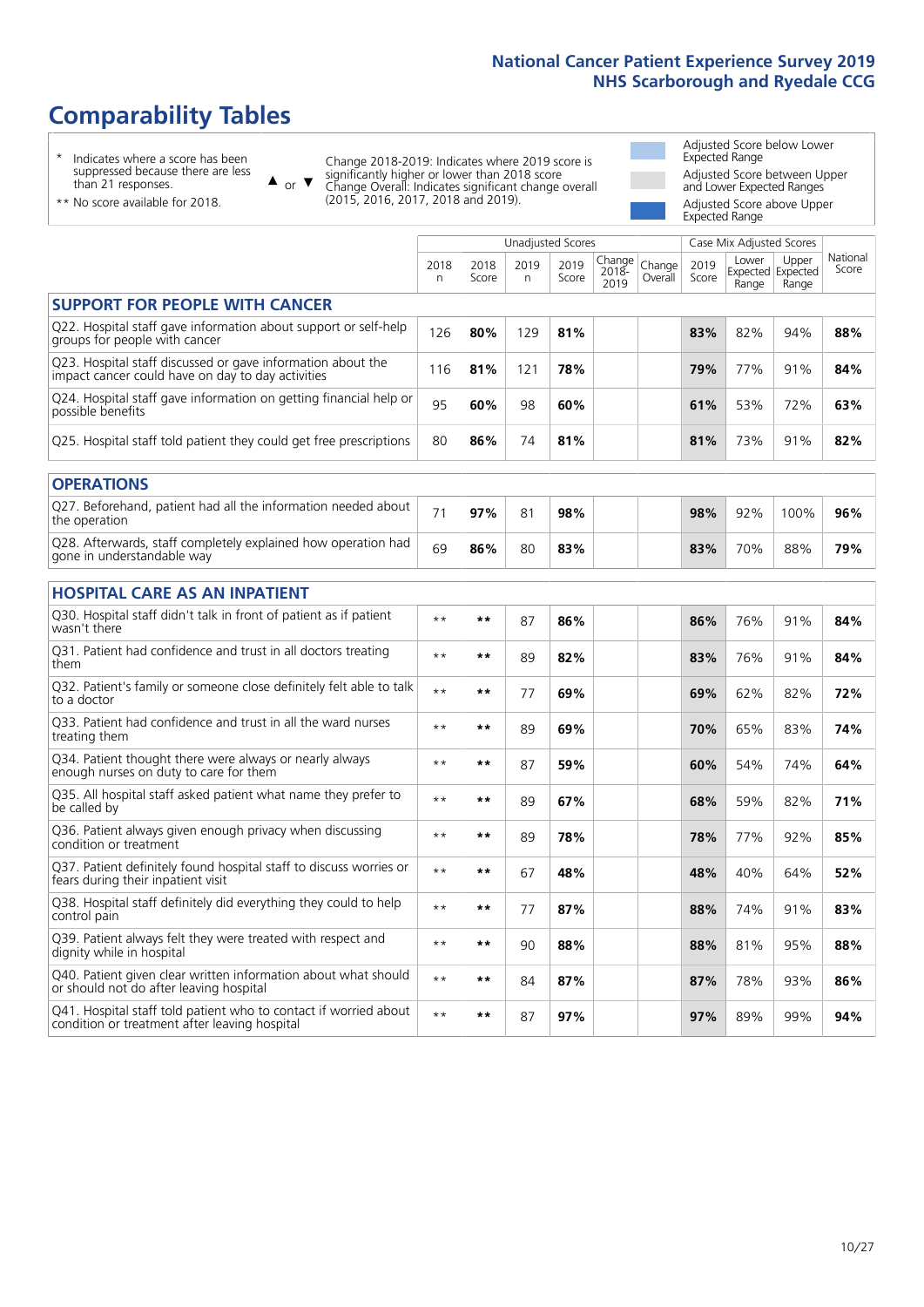# Comparability Tables

\* Indicates where a score has been suppressed because there are less than 21 responses.

** No score available for 2018.

▲ or ▼ Change 2018-2019: Indicates where 2019 score is significantly higher or lower than 2018 score. Change Overall: Indicates significant change overall (2015, 2016, 2017, 2018 and 2019).

Adjusted Score below Lower Expected Range

Adjusted Score between Upper and Lower Expected Ranges

Adjusted Score above Upper Expected Range

| | Unadjusted Scores | | | | | | Case Mix Adjusted Scores | | | |
|---|---|---|---|---|---|---|---|---|---|---|
| | 2018 n | 2018 Score | 2019 n | 2019 Score | Change 2018-2019 | Change Overall | 2019 Score | Lower Expected Range | Upper Expected Range | National Score |
| **SUPPORT FOR PEOPLE WITH CANCER** | | | | | | | | | | |
| Q22. Hospital staff gave information about support or self-help groups for people with cancer | 126 | **80%** | 129 | **81%** | | | **83%** | 82% | 94% | **88%** |
| Q23. Hospital staff discussed or gave information about the impact cancer could have on day to day activities | 116 | **81%** | 121 | **78%** | | | **79%** | 77% | 91% | **84%** |
| Q24. Hospital staff gave information on getting financial help or possible benefits | 95 | **60%** | 98 | **60%** | | | **61%** | 53% | 72% | **63%** |
| Q25. Hospital staff told patient they could get free prescriptions | 80 | **86%** | 74 | **81%** | | | **81%** | 73% | 91% | **82%** |
| **OPERATIONS** | | | | | | | | | | |
| Q27. Beforehand, patient had all the information needed about the operation | 71 | **97%** | 81 | **98%** | | | **98%** | 92% | 100% | **96%** |
| Q28. Afterwards, staff completely explained how operation had gone in understandable way | 69 | **86%** | 80 | **83%** | | | **83%** | 70% | 88% | **79%** |
| **HOSPITAL CARE AS AN INPATIENT** | | | | | | | | | | |
| Q30. Hospital staff didn't talk in front of patient as if patient wasn't there | ** | ** | 87 | **86%** | | | **86%** | 76% | 91% | **84%** |
| Q31. Patient had confidence and trust in all doctors treating them | ** | ** | 89 | **82%** | | | **83%** | 76% | 91% | **84%** |
| Q32. Patient's family or someone close definitely felt able to talk to a doctor | ** | ** | 77 | **69%** | | | **69%** | 62% | 82% | **72%** |
| Q33. Patient had confidence and trust in all the ward nurses treating them | ** | ** | 89 | **69%** | | | **70%** | 65% | 83% | **74%** |
| Q34. Patient thought there were always or nearly always enough nurses on duty to care for them | ** | ** | 87 | **59%** | | | **60%** | 54% | 74% | **64%** |
| Q35. All hospital staff asked patient what name they prefer to be called by | ** | ** | 89 | **67%** | | | **68%** | 59% | 82% | **71%** |
| Q36. Patient always given enough privacy when discussing condition or treatment | ** | ** | 89 | **78%** | | | **78%** | 77% | 92% | **85%** |
| Q37. Patient definitely found hospital staff to discuss worries or fears during their inpatient visit | ** | ** | 67 | **48%** | | | **48%** | 40% | 64% | **52%** |
| Q38. Hospital staff definitely did everything they could to help control pain | ** | ** | 77 | **87%** | | | **88%** | 74% | 91% | **83%** |
| Q39. Patient always felt they were treated with respect and dignity while in hospital | ** | ** | 90 | **88%** | | | **88%** | 81% | 95% | **88%** |
| Q40. Patient given clear written information about what should or should not do after leaving hospital | ** | ** | 84 | **87%** | | | **87%** | 78% | 93% | **86%** |
| Q41. Hospital staff told patient who to contact if worried about condition or treatment after leaving hospital | ** | ** | 87 | **97%** | | | **97%** | 89% | 99% | **94%** |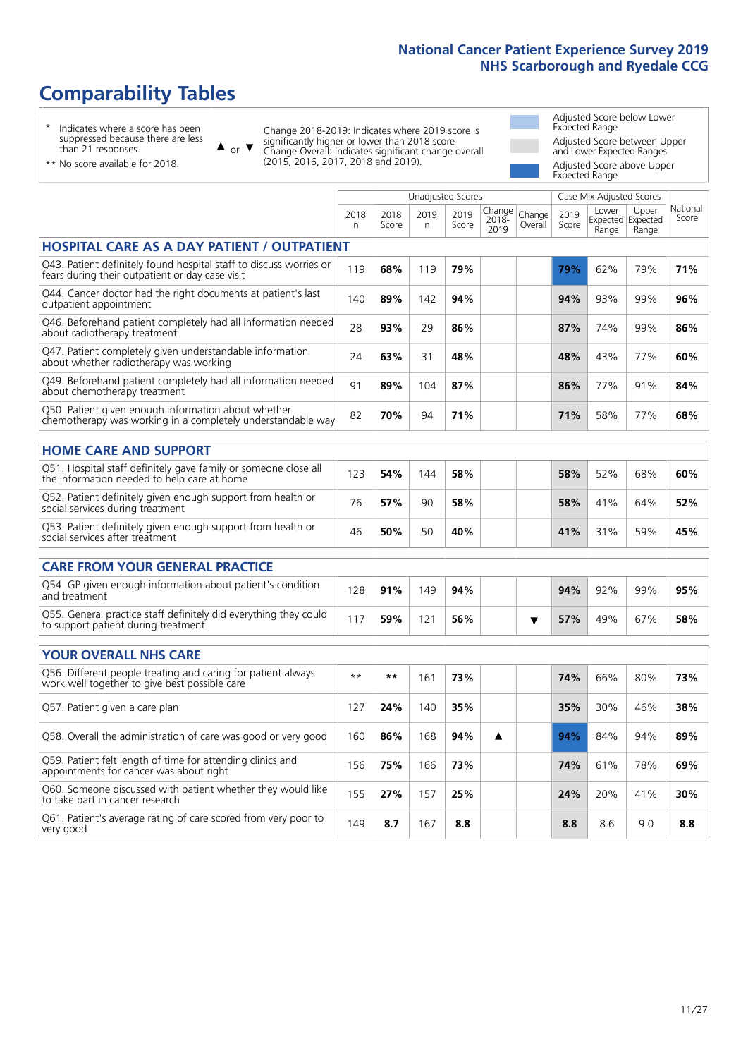# Comparability Tables

\* Indicates where a score has been suppressed because there are less than 21 responses.

\*\* No score available for 2018.

▲ or ▼ Change 2018-2019: Indicates where 2019 score is significantly higher or lower than 2018 score. Change Overall: Indicates significant change overall (2015, 2016, 2017, 2018 and 2019).

Adjusted Score below Lower Expected Range

Adjusted Score between Upper and Lower Expected Ranges

Adjusted Score above Upper Expected Range

| | Unadjusted Scores | | | | | | Case Mix Adjusted Scores | | | |
|---|---|---|---|---|---|---|---|---|---|---|
| | 2018 n | 2018 Score | 2019 n | 2019 Score | Change 2018-2019 | Change Overall | 2019 Score | Lower Expected Range | Upper Expected Range | National Score |
| **HOSPITAL CARE AS A DAY PATIENT / OUTPATIENT** | | | | | | | | | | |
| Q43. Patient definitely found hospital staff to discuss worries or fears during their outpatient or day case visit | 119 | **68%** | 119 | **79%** | | | **79%** | 62% | 79% | **71%** |
| Q44. Cancer doctor had the right documents at patient's last outpatient appointment | 140 | **89%** | 142 | **94%** | | | **94%** | 93% | 99% | **96%** |
| Q46. Beforehand patient completely had all information needed about radiotherapy treatment | 28 | **93%** | 29 | **86%** | | | **87%** | 74% | 99% | **86%** |
| Q47. Patient completely given understandable information about whether radiotherapy was working | 24 | **63%** | 31 | **48%** | | | **48%** | 43% | 77% | **60%** |
| Q49. Beforehand patient completely had all information needed about chemotherapy treatment | 91 | **89%** | 104 | **87%** | | | **86%** | 77% | 91% | **84%** |
| Q50. Patient given enough information about whether chemotherapy was working in a completely understandable way | 82 | **70%** | 94 | **71%** | | | **71%** | 58% | 77% | **68%** |
| **HOME CARE AND SUPPORT** | | | | | | | | | | |
| Q51. Hospital staff definitely gave family or someone close all the information needed to help care at home | 123 | **54%** | 144 | **58%** | | | **58%** | 52% | 68% | **60%** |
| Q52. Patient definitely given enough support from health or social services during treatment | 76 | **57%** | 90 | **58%** | | | **58%** | 41% | 64% | **52%** |
| Q53. Patient definitely given enough support from health or social services after treatment | 46 | **50%** | 50 | **40%** | | | **41%** | 31% | 59% | **45%** |
| **CARE FROM YOUR GENERAL PRACTICE** | | | | | | | | | | |
| Q54. GP given enough information about patient's condition and treatment | 128 | **91%** | 149 | **94%** | | | **94%** | 92% | 99% | **95%** |
| Q55. General practice staff definitely did everything they could to support patient during treatment | 117 | **59%** | 121 | **56%** | | ▼ | **57%** | 49% | 67% | **58%** |
| **YOUR OVERALL NHS CARE** | | | | | | | | | | |
| Q56. Different people treating and caring for patient always work well together to give best possible care | \*\* | **\*\*** | 161 | **73%** | | | **74%** | 66% | 80% | **73%** |
| Q57. Patient given a care plan | 127 | **24%** | 140 | **35%** | | | **35%** | 30% | 46% | **38%** |
| Q58. Overall the administration of care was good or very good | 160 | **86%** | 168 | **94%** | ▲ | | **94%** | 84% | 94% | **89%** |
| Q59. Patient felt length of time for attending clinics and appointments for cancer was about right | 156 | **75%** | 166 | **73%** | | | **74%** | 61% | 78% | **69%** |
| Q60. Someone discussed with patient whether they would like to take part in cancer research | 155 | **27%** | 157 | **25%** | | | **24%** | 20% | 41% | **30%** |
| Q61. Patient's average rating of care scored from very poor to very good | 149 | **8.7** | 167 | **8.8** | | | **8.8** | 8.6 | 9.0 | **8.8** |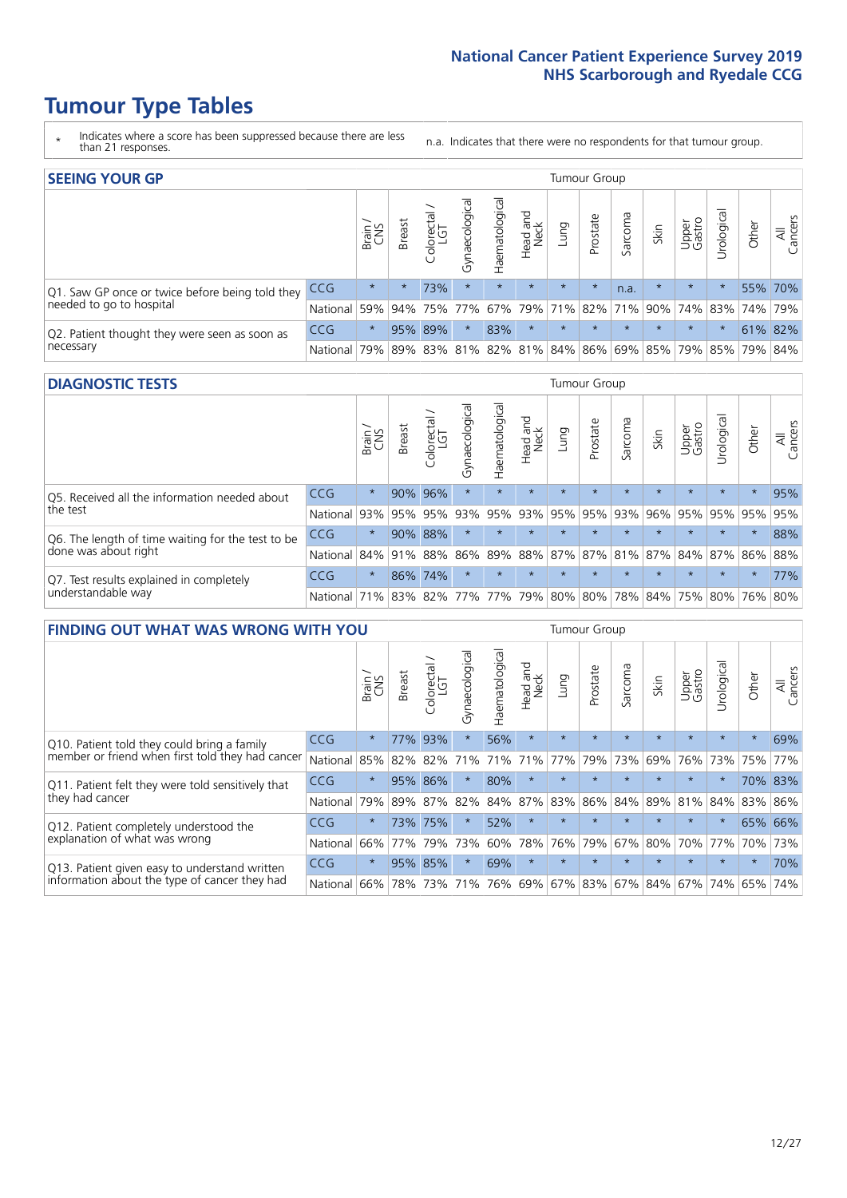# Tumour Type Tables

\* Indicates where a score has been suppressed because there are less than 21 responses.

n.a. Indicates that there were no respondents for that tumour group.

## SEEING YOUR GP

| | | Brain / CNS | Breast | Colorectal / LGT | Gynaecological | Haematological | Head and Neck | Lung | Prostate | Sarcoma | Skin | Upper Gastro | Urological | Other | All Cancers |
|---|---|---|---|---|---|---|---|---|---|---|---|---|---|---|---|
| Q1. Saw GP once or twice before being told they needed to go to hospital | CCG | * | * | 73% | * | * | * | * | * | n.a. | * | * | * | 55% | 70% |
| | National | 59% | 94% | 75% | 77% | 67% | 79% | 71% | 82% | 71% | 90% | 74% | 83% | 74% | 79% |
| Q2. Patient thought they were seen as soon as necessary | CCG | * | 95% | 89% | * | 83% | * | * | * | * | * | * | * | 61% | 82% |
| | National | 79% | 89% | 83% | 81% | 82% | 81% | 84% | 86% | 69% | 85% | 79% | 85% | 79% | 84% |

## DIAGNOSTIC TESTS

| | | Brain / CNS | Breast | Colorectal / LGT | Gynaecological | Haematological | Head and Neck | Lung | Prostate | Sarcoma | Skin | Upper Gastro | Urological | Other | All Cancers |
|---|---|---|---|---|---|---|---|---|---|---|---|---|---|---|---|
| Q5. Received all the information needed about the test | CCG | * | 90% | 96% | * | * | * | * | * | * | * | * | * | * | 95% |
| | National | 93% | 95% | 95% | 93% | 95% | 93% | 95% | 95% | 93% | 96% | 95% | 95% | 95% | 95% |
| Q6. The length of time waiting for the test to be done was about right | CCG | * | 90% | 88% | * | * | * | * | * | * | * | * | * | * | 88% |
| | National | 84% | 91% | 88% | 86% | 89% | 88% | 87% | 87% | 81% | 87% | 84% | 87% | 86% | 88% |
| Q7. Test results explained in completely understandable way | CCG | * | 86% | 74% | * | * | * | * | * | * | * | * | * | * | 77% |
| | National | 71% | 83% | 82% | 77% | 77% | 79% | 80% | 80% | 78% | 84% | 75% | 80% | 76% | 80% |

## FINDING OUT WHAT WAS WRONG WITH YOU

| | | Brain / CNS | Breast | Colorectal / LGT | Gynaecological | Haematological | Head and Neck | Lung | Prostate | Sarcoma | Skin | Upper Gastro | Urological | Other | All Cancers |
|---|---|---|---|---|---|---|---|---|---|---|---|---|---|---|---|
| Q10. Patient told they could bring a family member or friend when first told they had cancer | CCG | * | 77% | 93% | * | 56% | * | * | * | * | * | * | * | * | 69% |
| | National | 85% | 82% | 82% | 71% | 71% | 71% | 77% | 79% | 73% | 69% | 76% | 73% | 75% | 77% |
| Q11. Patient felt they were told sensitively that they had cancer | CCG | * | 95% | 86% | * | 80% | * | * | * | * | * | * | * | 70% | 83% |
| | National | 79% | 89% | 87% | 82% | 84% | 87% | 83% | 86% | 84% | 89% | 81% | 84% | 83% | 86% |
| Q12. Patient completely understood the explanation of what was wrong | CCG | * | 73% | 75% | * | 52% | * | * | * | * | * | * | * | 65% | 66% |
| | National | 66% | 77% | 79% | 73% | 60% | 78% | 76% | 79% | 67% | 80% | 70% | 77% | 70% | 73% |
| Q13. Patient given easy to understand written information about the type of cancer they had | CCG | * | 95% | 85% | * | 69% | * | * | * | * | * | * | * | * | 70% |
| | National | 66% | 78% | 73% | 71% | 76% | 69% | 67% | 83% | 67% | 84% | 67% | 74% | 65% | 74% |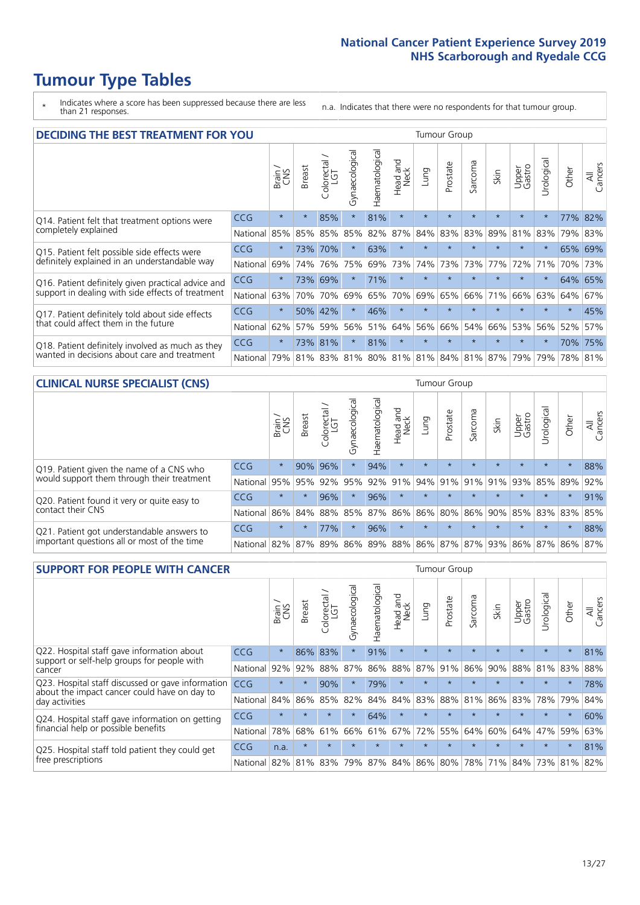# Tumour Type Tables

- \* Indicates where a score has been suppressed because there are less than 21 responses.
- n.a. Indicates that there were no respondents for that tumour group.

## DECIDING THE BEST TREATMENT FOR YOU

| | | Brain / CNS | Breast | Colorectal / LGT | Gynaecological | Haematological | Head and Neck | Lung | Prostate | Sarcoma | Skin | Upper Gastro | Urological | Other | All Cancers |
|---|---|---|---|---|---|---|---|---|---|---|---|---|---|---|---|
| Q14. Patient felt that treatment options were completely explained | CCG | * | * | 85% | * | 81% | * | * | * | * | * | * | * | 77% | 82% |
| | National | 85% | 85% | 85% | 85% | 82% | 87% | 84% | 83% | 83% | 89% | 81% | 83% | 79% | 83% |
| Q15. Patient felt possible side effects were definitely explained in an understandable way | CCG | * | 73% | 70% | * | 63% | * | * | * | * | * | * | * | 65% | 69% |
| | National | 69% | 74% | 76% | 75% | 69% | 73% | 74% | 73% | 73% | 77% | 72% | 71% | 70% | 73% |
| Q16. Patient definitely given practical advice and support in dealing with side effects of treatment | CCG | * | 73% | 69% | * | 71% | * | * | * | * | * | * | * | 64% | 65% |
| | National | 63% | 70% | 70% | 69% | 65% | 70% | 69% | 65% | 66% | 71% | 66% | 63% | 64% | 67% |
| Q17. Patient definitely told about side effects that could affect them in the future | CCG | * | 50% | 42% | * | 46% | * | * | * | * | * | * | * | * | 45% |
| | National | 62% | 57% | 59% | 56% | 51% | 64% | 56% | 66% | 54% | 66% | 53% | 56% | 52% | 57% |
| Q18. Patient definitely involved as much as they wanted in decisions about care and treatment | CCG | * | 73% | 81% | * | 81% | * | * | * | * | * | * | * | 70% | 75% |
| | National | 79% | 81% | 83% | 81% | 80% | 81% | 81% | 84% | 81% | 87% | 79% | 79% | 78% | 81% |

## CLINICAL NURSE SPECIALIST (CNS)

| | | Brain / CNS | Breast | Colorectal / LGT | Gynaecological | Haematological | Head and Neck | Lung | Prostate | Sarcoma | Skin | Upper Gastro | Urological | Other | All Cancers |
|---|---|---|---|---|---|---|---|---|---|---|---|---|---|---|---|
| Q19. Patient given the name of a CNS who would support them through their treatment | CCG | * | 90% | 96% | * | 94% | * | * | * | * | * | * | * | * | 88% |
| | National | 95% | 95% | 92% | 95% | 92% | 91% | 94% | 91% | 91% | 91% | 93% | 85% | 89% | 92% |
| Q20. Patient found it very or quite easy to contact their CNS | CCG | * | * | 96% | * | 96% | * | * | * | * | * | * | * | * | 91% |
| | National | 86% | 84% | 88% | 85% | 87% | 86% | 86% | 80% | 86% | 90% | 85% | 83% | 83% | 85% |
| Q21. Patient got understandable answers to important questions all or most of the time | CCG | * | * | 77% | * | 96% | * | * | * | * | * | * | * | * | 88% |
| | National | 82% | 87% | 89% | 86% | 89% | 88% | 86% | 87% | 87% | 93% | 86% | 87% | 86% | 87% |

## SUPPORT FOR PEOPLE WITH CANCER

| | | Brain / CNS | Breast | Colorectal / LGT | Gynaecological | Haematological | Head and Neck | Lung | Prostate | Sarcoma | Skin | Upper Gastro | Urological | Other | All Cancers |
|---|---|---|---|---|---|---|---|---|---|---|---|---|---|---|---|
| Q22. Hospital staff gave information about support or self-help groups for people with cancer | CCG | * | 86% | 83% | * | 91% | * | * | * | * | * | * | * | * | 81% |
| | National | 92% | 92% | 88% | 87% | 86% | 88% | 87% | 91% | 86% | 90% | 88% | 81% | 83% | 88% |
| Q23. Hospital staff discussed or gave information about the impact cancer could have on day to day activities | CCG | * | * | 90% | * | 79% | * | * | * | * | * | * | * | * | 78% |
| | National | 84% | 86% | 85% | 82% | 84% | 84% | 83% | 88% | 81% | 86% | 83% | 78% | 79% | 84% |
| Q24. Hospital staff gave information on getting financial help or possible benefits | CCG | * | * | * | * | 64% | * | * | * | * | * | * | * | * | 60% |
| | National | 78% | 68% | 61% | 66% | 61% | 67% | 72% | 55% | 64% | 60% | 64% | 47% | 59% | 63% |
| Q25. Hospital staff told patient they could get free prescriptions | CCG | n.a. | * | * | * | * | * | * | * | * | * | * | * | * | 81% |
| | National | 82% | 81% | 83% | 79% | 87% | 84% | 86% | 80% | 78% | 71% | 84% | 73% | 81% | 82% |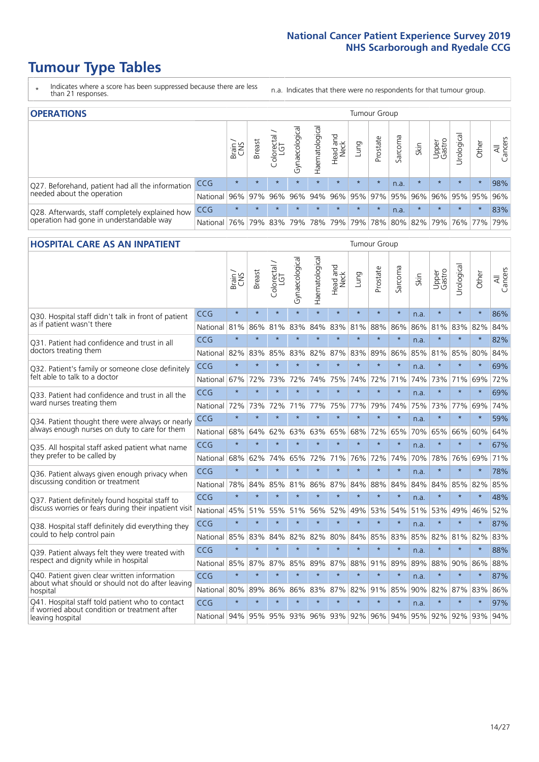# Tumour Type Tables

\* Indicates where a score has been suppressed because there are less than 21 responses.

n.a. Indicates that there were no respondents for that tumour group.

## OPERATIONS

| | | Brain / CNS | Breast | Colorectal / LGT | Gynaecological | Haematological | Head and Neck | Lung | Prostate | Sarcoma | Skin | Upper Gastro | Urological | Other | All Cancers |
|---|---|---|---|---|---|---|---|---|---|---|---|---|---|---|---|
| Q27. Beforehand, patient had all the information needed about the operation | CCG | * | * | * | * | * | * | * | * | n.a. | * | * | * | * | 98% |
| | National | 96% | 97% | 96% | 96% | 94% | 96% | 95% | 97% | 95% | 96% | 96% | 95% | 95% | 96% |
| Q28. Afterwards, staff completely explained how operation had gone in understandable way | CCG | * | * | * | * | * | * | * | * | n.a. | * | * | * | * | 83% |
| | National | 76% | 79% | 83% | 79% | 78% | 79% | 79% | 78% | 80% | 82% | 79% | 76% | 77% | 79% |

## HOSPITAL CARE AS AN INPATIENT

| | | Brain / CNS | Breast | Colorectal / LGT | Gynaecological | Haematological | Head and Neck | Lung | Prostate | Sarcoma | Skin | Upper Gastro | Urological | Other | All Cancers |
|---|---|---|---|---|---|---|---|---|---|---|---|---|---|---|---|
| Q30. Hospital staff didn't talk in front of patient as if patient wasn't there | CCG | * | * | * | * | * | * | * | * | * | n.a. | * | * | * | 86% |
| | National | 81% | 86% | 81% | 83% | 84% | 83% | 81% | 88% | 86% | 86% | 81% | 83% | 82% | 84% |
| Q31. Patient had confidence and trust in all doctors treating them | CCG | * | * | * | * | * | * | * | * | * | n.a. | * | * | * | 82% |
| | National | 82% | 83% | 85% | 83% | 82% | 87% | 83% | 89% | 86% | 85% | 81% | 85% | 80% | 84% |
| Q32. Patient's family or someone close definitely felt able to talk to a doctor | CCG | * | * | * | * | * | * | * | * | * | n.a. | * | * | * | 69% |
| | National | 67% | 72% | 73% | 72% | 74% | 75% | 74% | 72% | 71% | 74% | 73% | 71% | 69% | 72% |
| Q33. Patient had confidence and trust in all the ward nurses treating them | CCG | * | * | * | * | * | * | * | * | * | n.a. | * | * | * | 69% |
| | National | 72% | 73% | 72% | 71% | 77% | 75% | 77% | 79% | 74% | 75% | 73% | 77% | 69% | 74% |
| Q34. Patient thought there were always or nearly always enough nurses on duty to care for them | CCG | * | * | * | * | * | * | * | * | * | n.a. | * | * | * | 59% |
| | National | 68% | 64% | 62% | 63% | 63% | 65% | 68% | 72% | 65% | 70% | 65% | 66% | 60% | 64% |
| Q35. All hospital staff asked patient what name they prefer to be called by | CCG | * | * | * | * | * | * | * | * | * | n.a. | * | * | * | 67% |
| | National | 68% | 62% | 74% | 65% | 72% | 71% | 76% | 72% | 74% | 70% | 78% | 76% | 69% | 71% |
| Q36. Patient always given enough privacy when discussing condition or treatment | CCG | * | * | * | * | * | * | * | * | * | n.a. | * | * | * | 78% |
| | National | 78% | 84% | 85% | 81% | 86% | 87% | 84% | 88% | 84% | 84% | 84% | 85% | 82% | 85% |
| Q37. Patient definitely found hospital staff to discuss worries or fears during their inpatient visit | CCG | * | * | * | * | * | * | * | * | * | n.a. | * | * | * | 48% |
| | National | 45% | 51% | 55% | 51% | 56% | 52% | 49% | 53% | 54% | 51% | 53% | 49% | 46% | 52% |
| Q38. Hospital staff definitely did everything they could to help control pain | CCG | * | * | * | * | * | * | * | * | * | n.a. | * | * | * | 87% |
| | National | 85% | 83% | 84% | 82% | 82% | 80% | 84% | 85% | 83% | 85% | 82% | 81% | 82% | 83% |
| Q39. Patient always felt they were treated with respect and dignity while in hospital | CCG | * | * | * | * | * | * | * | * | * | n.a. | * | * | * | 88% |
| | National | 85% | 87% | 87% | 85% | 89% | 87% | 88% | 91% | 89% | 89% | 88% | 90% | 86% | 88% |
| Q40. Patient given clear written information about what should or should not do after leaving hospital | CCG | * | * | * | * | * | * | * | * | * | n.a. | * | * | * | 87% |
| | National | 80% | 89% | 86% | 86% | 83% | 87% | 82% | 91% | 85% | 90% | 82% | 87% | 83% | 86% |
| Q41. Hospital staff told patient who to contact if worried about condition or treatment after leaving hospital | CCG | * | * | * | * | * | * | * | * | * | n.a. | * | * | * | 97% |
| | National | 94% | 95% | 95% | 93% | 96% | 93% | 92% | 96% | 94% | 95% | 92% | 92% | 93% | 94% |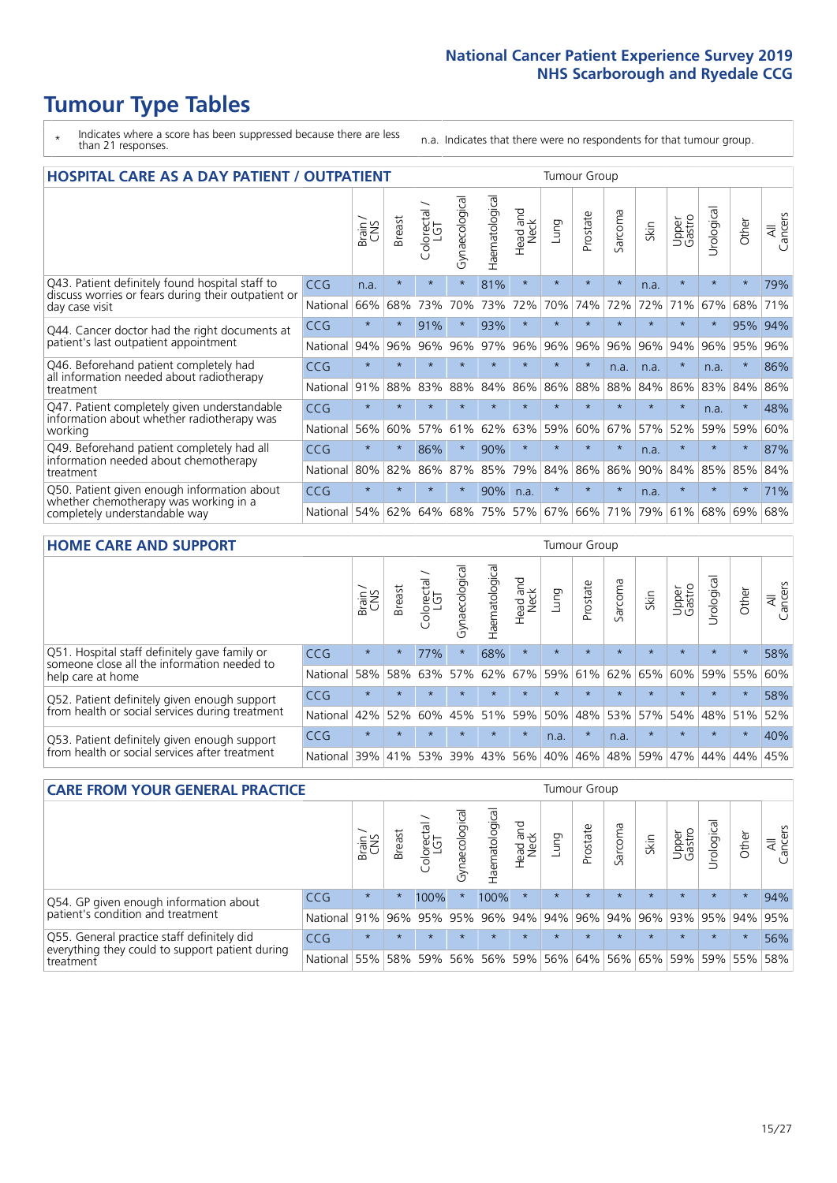# Tumour Type Tables

- `*` Indicates where a score has been suppressed because there are less than 21 responses.
- n.a. Indicates that there were no respondents for that tumour group.

## HOSPITAL CARE AS A DAY PATIENT / OUTPATIENT

| | | Brain / CNS | Breast | Colorectal / LGT | Gynaecological | Haematological | Head and Neck | Lung | Prostate | Sarcoma | Skin | Upper Gastro | Urological | Other | All Cancers |
|---|---|---|---|---|---|---|---|---|---|---|---|---|---|---|---|
| Q43. Patient definitely found hospital staff to discuss worries or fears during their outpatient or day case visit | CCG | n.a. | * | * | * | 81% | * | * | * | * | n.a. | * | * | * | 79% |
| | National | 66% | 68% | 73% | 70% | 73% | 72% | 70% | 74% | 72% | 72% | 71% | 67% | 68% | 71% |
| Q44. Cancer doctor had the right documents at patient's last outpatient appointment | CCG | * | * | 91% | * | 93% | * | * | * | * | * | * | * | 95% | 94% |
| | National | 94% | 96% | 96% | 96% | 97% | 96% | 96% | 96% | 96% | 96% | 94% | 96% | 95% | 96% |
| Q46. Beforehand patient completely had all information needed about radiotherapy treatment | CCG | * | * | * | * | * | * | * | * | n.a. | n.a. | * | n.a. | * | 86% |
| | National | 91% | 88% | 83% | 88% | 84% | 86% | 86% | 88% | 88% | 84% | 86% | 83% | 84% | 86% |
| Q47. Patient completely given understandable information about whether radiotherapy was working | CCG | * | * | * | * | * | * | * | * | * | * | * | n.a. | * | 48% |
| | National | 56% | 60% | 57% | 61% | 62% | 63% | 59% | 60% | 67% | 57% | 52% | 59% | 59% | 60% |
| Q49. Beforehand patient completely had all information needed about chemotherapy treatment | CCG | * | * | 86% | * | 90% | * | * | * | * | n.a. | * | * | * | 87% |
| | National | 80% | 82% | 86% | 87% | 85% | 79% | 84% | 86% | 86% | 90% | 84% | 85% | 85% | 84% |
| Q50. Patient given enough information about whether chemotherapy was working in a completely understandable way | CCG | * | * | * | * | 90% | n.a. | * | * | * | n.a. | * | * | * | 71% |
| | National | 54% | 62% | 64% | 68% | 75% | 57% | 67% | 66% | 71% | 79% | 61% | 68% | 69% | 68% |

## HOME CARE AND SUPPORT

| | | Brain / CNS | Breast | Colorectal / LGT | Gynaecological | Haematological | Head and Neck | Lung | Prostate | Sarcoma | Skin | Upper Gastro | Urological | Other | All Cancers |
|---|---|---|---|---|---|---|---|---|---|---|---|---|---|---|---|
| Q51. Hospital staff definitely gave family or someone close all the information needed to help care at home | CCG | * | * | 77% | * | 68% | * | * | * | * | * | * | * | * | 58% |
| | National | 58% | 58% | 63% | 57% | 62% | 67% | 59% | 61% | 62% | 65% | 60% | 59% | 55% | 60% |
| Q52. Patient definitely given enough support from health or social services during treatment | CCG | * | * | * | * | * | * | * | * | * | * | * | * | * | 58% |
| | National | 42% | 52% | 60% | 45% | 51% | 59% | 50% | 48% | 53% | 57% | 54% | 48% | 51% | 52% |
| Q53. Patient definitely given enough support from health or social services after treatment | CCG | * | * | * | * | * | * | n.a. | * | n.a. | * | * | * | * | 40% |
| | National | 39% | 41% | 53% | 39% | 43% | 56% | 40% | 46% | 48% | 59% | 47% | 44% | 44% | 45% |

## CARE FROM YOUR GENERAL PRACTICE

| | | Brain / CNS | Breast | Colorectal / LGT | Gynaecological | Haematological | Head and Neck | Lung | Prostate | Sarcoma | Skin | Upper Gastro | Urological | Other | All Cancers |
|---|---|---|---|---|---|---|---|---|---|---|---|---|---|---|---|
| Q54. GP given enough information about patient's condition and treatment | CCG | * | * | 100% | * | 100% | * | * | * | * | * | * | * | * | 94% |
| | National | 91% | 96% | 95% | 95% | 96% | 94% | 94% | 96% | 94% | 96% | 93% | 95% | 94% | 95% |
| Q55. General practice staff definitely did everything they could to support patient during treatment | CCG | * | * | * | * | * | * | * | * | * | * | * | * | * | 56% |
| | National | 55% | 58% | 59% | 56% | 56% | 59% | 56% | 64% | 56% | 65% | 59% | 59% | 55% | 58% |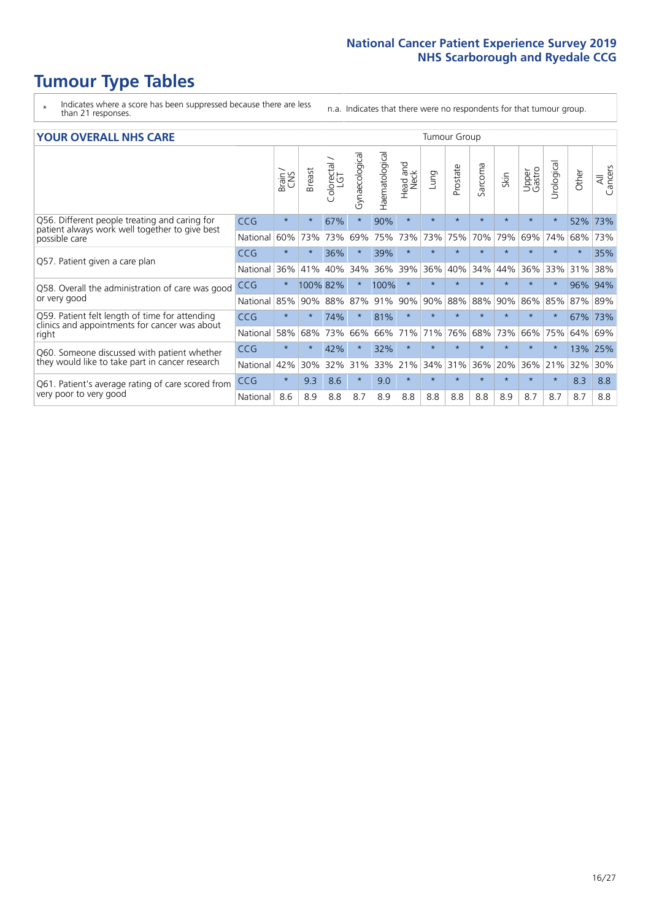# Tumour Type Tables

\* Indicates where a score has been suppressed because there are less than 21 responses.

n.a. Indicates that there were no respondents for that tumour group.

| YOUR OVERALL NHS CARE | | Tumour Group | | | | | | | | | | | | | |
|---|---|---|---|---|---|---|---|---|---|---|---|---|---|---|---|
| | | Brain / CNS | Breast | Colorectal / LGT | Gynaecological | Haematological | Head and Neck | Lung | Prostate | Sarcoma | Skin | Upper Gastro | Urological | Other | All Cancers |
| Q56. Different people treating and caring for patient always work well together to give best possible care | CCG | * | * | 67% | * | 90% | * | * | * | * | * | * | * | 52% | 73% |
| | National | 60% | 73% | 73% | 69% | 75% | 73% | 73% | 75% | 70% | 79% | 69% | 74% | 68% | 73% |
| Q57. Patient given a care plan | CCG | * | * | 36% | * | 39% | * | * | * | * | * | * | * | * | 35% |
| | National | 36% | 41% | 40% | 34% | 36% | 39% | 36% | 40% | 34% | 44% | 36% | 33% | 31% | 38% |
| Q58. Overall the administration of care was good or very good | CCG | * | 100% | 82% | * | 100% | * | * | * | * | * | * | * | 96% | 94% |
| | National | 85% | 90% | 88% | 87% | 91% | 90% | 90% | 88% | 88% | 90% | 86% | 85% | 87% | 89% |
| Q59. Patient felt length of time for attending clinics and appointments for cancer was about right | CCG | * | * | 74% | * | 81% | * | * | * | * | * | * | * | 67% | 73% |
| | National | 58% | 68% | 73% | 66% | 66% | 71% | 71% | 76% | 68% | 73% | 66% | 75% | 64% | 69% |
| Q60. Someone discussed with patient whether they would like to take part in cancer research | CCG | * | * | 42% | * | 32% | * | * | * | * | * | * | * | 13% | 25% |
| | National | 42% | 30% | 32% | 31% | 33% | 21% | 34% | 31% | 36% | 20% | 36% | 21% | 32% | 30% |
| Q61. Patient's average rating of care scored from very poor to very good | CCG | * | 9.3 | 8.6 | * | 9.0 | * | * | * | * | * | * | * | 8.3 | 8.8 |
| | National | 8.6 | 8.9 | 8.8 | 8.7 | 8.9 | 8.8 | 8.8 | 8.8 | 8.8 | 8.9 | 8.7 | 8.7 | 8.7 | 8.8 |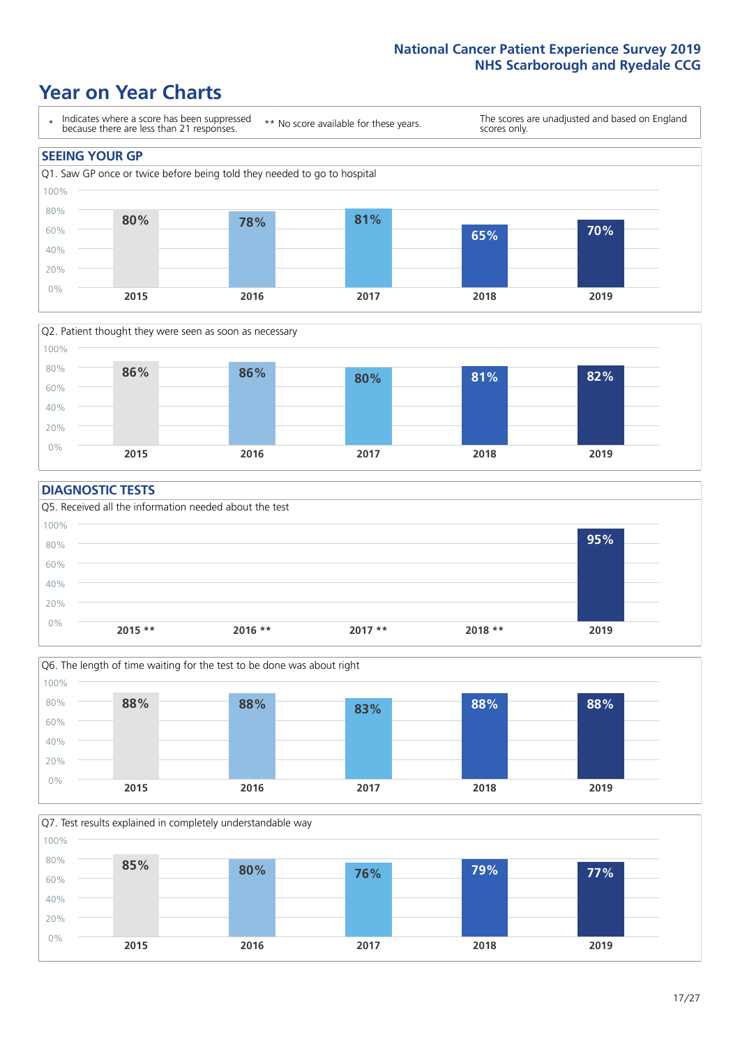# Year on Year Charts

\* Indicates where a score has been suppressed because there are less than 21 responses.

** No score available for these years.

The scores are unadjusted and based on England scores only.

## SEEING YOUR GP

Q1. Saw GP once or twice before being told they needed to go to hospital

| 2015 | 2016 | 2017 | 2018 | 2019 |
|---|---|---|---|---|
| 80% | 78% | 81% | 65% | 70% |

Q2. Patient thought they were seen as soon as necessary

| 2015 | 2016 | 2017 | 2018 | 2019 |
|---|---|---|---|---|
| 86% | 86% | 80% | 81% | 82% |

## DIAGNOSTIC TESTS

Q5. Received all the information needed about the test

| 2015 ** | 2016 ** | 2017 ** | 2018 ** | 2019 |
|---|---|---|---|---|
| | | | | 95% |

Q6. The length of time waiting for the test to be done was about right

| 2015 | 2016 | 2017 | 2018 | 2019 |
|---|---|---|---|---|
| 88% | 88% | 83% | 88% | 88% |

Q7. Test results explained in completely understandable way

| 2015 | 2016 | 2017 | 2018 | 2019 |
|---|---|---|---|---|
| 85% | 80% | 76% | 79% | 77% |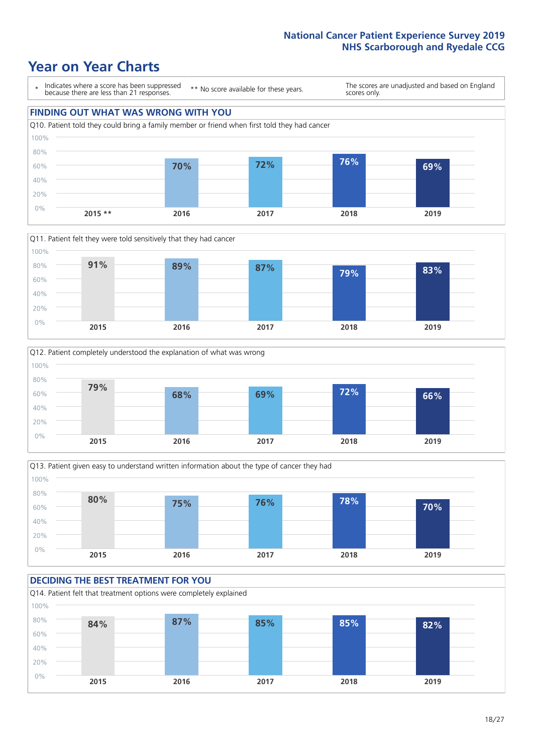# Year on Year Charts

\* Indicates where a score has been suppressed because there are less than 21 responses.

** No score available for these years.

The scores are unadjusted and based on England scores only.

## FINDING OUT WHAT WAS WRONG WITH YOU

Q10. Patient told they could bring a family member or friend when first told they had cancer

| 2015 ** | 2016 | 2017 | 2018 | 2019 |
|---|---|---|---|---|
| | 70% | 72% | 76% | 69% |

Q11. Patient felt they were told sensitively that they had cancer

| 2015 | 2016 | 2017 | 2018 | 2019 |
|---|---|---|---|---|
| 91% | 89% | 87% | 79% | 83% |

Q12. Patient completely understood the explanation of what was wrong

| 2015 | 2016 | 2017 | 2018 | 2019 |
|---|---|---|---|---|
| 79% | 68% | 69% | 72% | 66% |

Q13. Patient given easy to understand written information about the type of cancer they had

| 2015 | 2016 | 2017 | 2018 | 2019 |
|---|---|---|---|---|
| 80% | 75% | 76% | 78% | 70% |

## DECIDING THE BEST TREATMENT FOR YOU

Q14. Patient felt that treatment options were completely explained

| 2015 | 2016 | 2017 | 2018 | 2019 |
|---|---|---|---|---|
| 84% | 87% | 85% | 85% | 82% |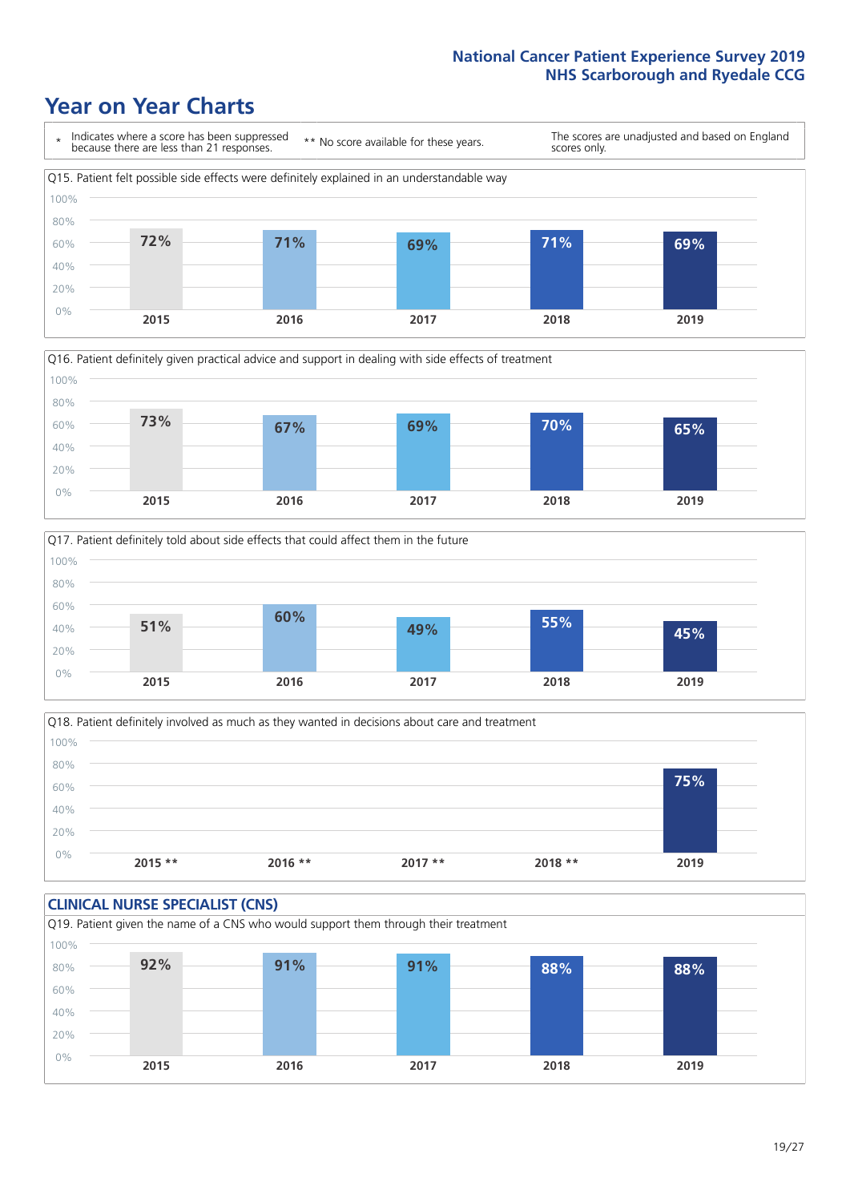# Year on Year Charts

\* Indicates where a score has been suppressed because there are less than 21 responses.

** No score available for these years.

The scores are unadjusted and based on England scores only.

Q15. Patient felt possible side effects were definitely explained in an understandable way

| 2015 | 2016 | 2017 | 2018 | 2019 |
|---|---|---|---|---|
| 72% | 71% | 69% | 71% | 69% |

Q16. Patient definitely given practical advice and support in dealing with side effects of treatment

| 2015 | 2016 | 2017 | 2018 | 2019 |
|---|---|---|---|---|
| 73% | 67% | 69% | 70% | 65% |

Q17. Patient definitely told about side effects that could affect them in the future

| 2015 | 2016 | 2017 | 2018 | 2019 |
|---|---|---|---|---|
| 51% | 60% | 49% | 55% | 45% |

Q18. Patient definitely involved as much as they wanted in decisions about care and treatment

| 2015 ** | 2016 ** | 2017 ** | 2018 ** | 2019 |
|---|---|---|---|---|
| | | | | 75% |

## CLINICAL NURSE SPECIALIST (CNS)

Q19. Patient given the name of a CNS who would support them through their treatment

| 2015 | 2016 | 2017 | 2018 | 2019 |
|---|---|---|---|---|
| 92% | 91% | 91% | 88% | 88% |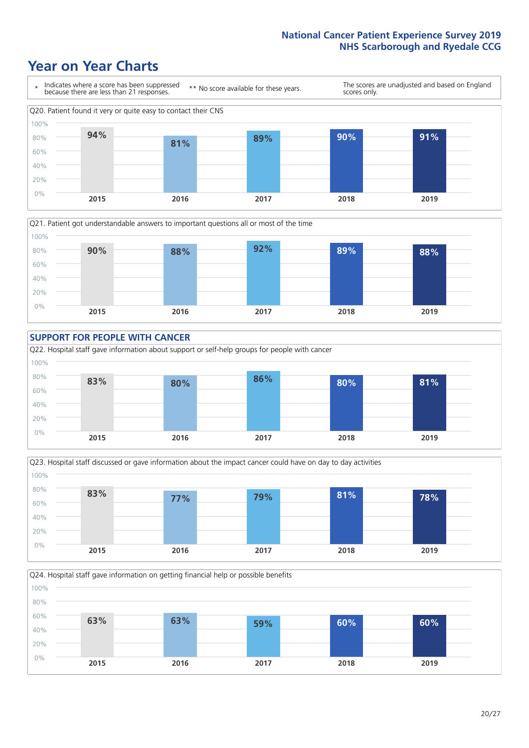# Year on Year Charts

\* Indicates where a score has been suppressed because there are less than 21 responses.

\*\* No score available for these years.

The scores are unadjusted and based on England scores only.

Q20. Patient found it very or quite easy to contact their CNS

| 2015 | 2016 | 2017 | 2018 | 2019 |
|---|---|---|---|---|
| 94% | 81% | 89% | 90% | 91% |

Q21. Patient got understandable answers to important questions all or most of the time

| 2015 | 2016 | 2017 | 2018 | 2019 |
|---|---|---|---|---|
| 90% | 88% | 92% | 89% | 88% |

## SUPPORT FOR PEOPLE WITH CANCER

Q22. Hospital staff gave information about support or self-help groups for people with cancer

| 2015 | 2016 | 2017 | 2018 | 2019 |
|---|---|---|---|---|
| 83% | 80% | 86% | 80% | 81% |

Q23. Hospital staff discussed or gave information about the impact cancer could have on day to day activities

| 2015 | 2016 | 2017 | 2018 | 2019 |
|---|---|---|---|---|
| 83% | 77% | 79% | 81% | 78% |

Q24. Hospital staff gave information on getting financial help or possible benefits

| 2015 | 2016 | 2017 | 2018 | 2019 |
|---|---|---|---|---|
| 63% | 63% | 59% | 60% | 60% |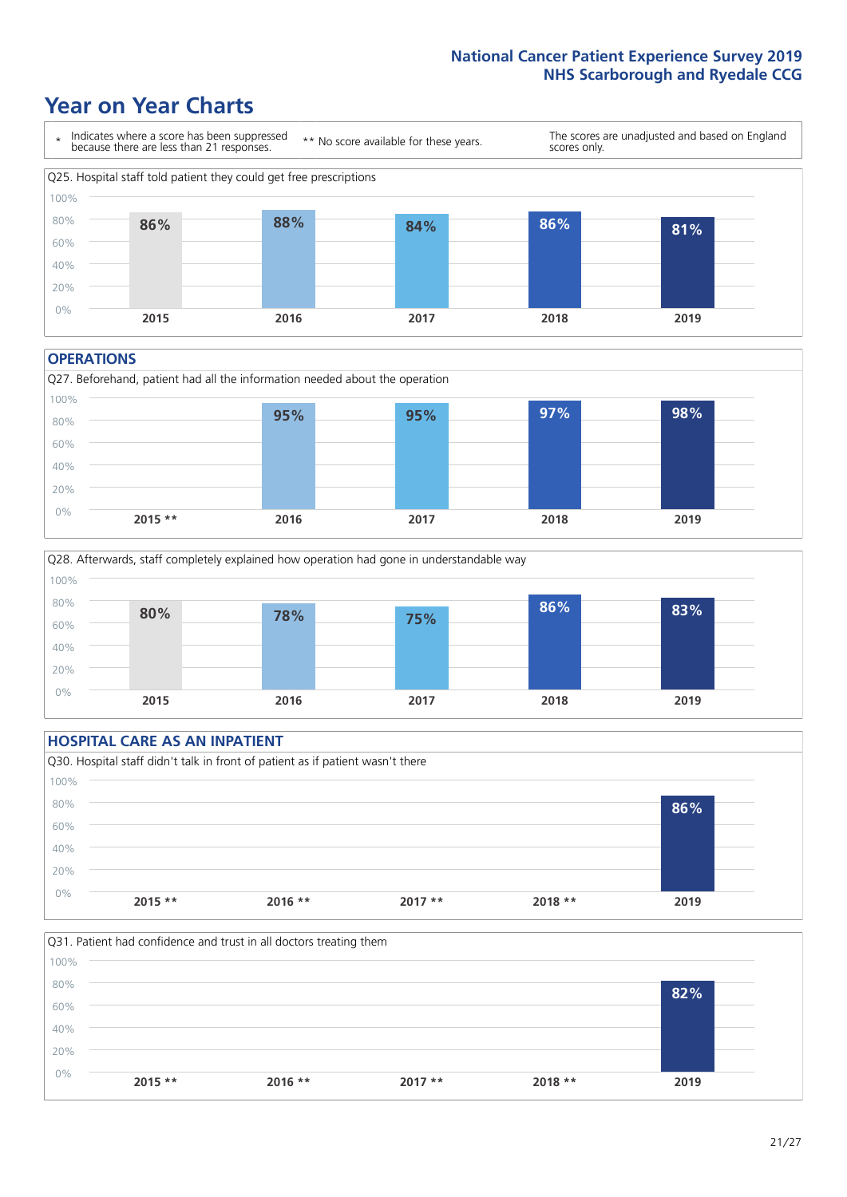# Year on Year Charts

\* Indicates where a score has been suppressed because there are less than 21 responses.

** No score available for these years.

The scores are unadjusted and based on England scores only.

Q25. Hospital staff told patient they could get free prescriptions

| 2015 | 2016 | 2017 | 2018 | 2019 |
|---|---|---|---|---|
| 86% | 88% | 84% | 86% | 81% |

## OPERATIONS

Q27. Beforehand, patient had all the information needed about the operation

| 2015 ** | 2016 | 2017 | 2018 | 2019 |
|---|---|---|---|---|
| | 95% | 95% | 97% | 98% |

Q28. Afterwards, staff completely explained how operation had gone in understandable way

| 2015 | 2016 | 2017 | 2018 | 2019 |
|---|---|---|---|---|
| 80% | 78% | 75% | 86% | 83% |

## HOSPITAL CARE AS AN INPATIENT

Q30. Hospital staff didn't talk in front of patient as if patient wasn't there

| 2015 ** | 2016 ** | 2017 ** | 2018 ** | 2019 |
|---|---|---|---|---|
| | | | | 86% |

Q31. Patient had confidence and trust in all doctors treating them

| 2015 ** | 2016 ** | 2017 ** | 2018 ** | 2019 |
|---|---|---|---|---|
| | | | | 82% |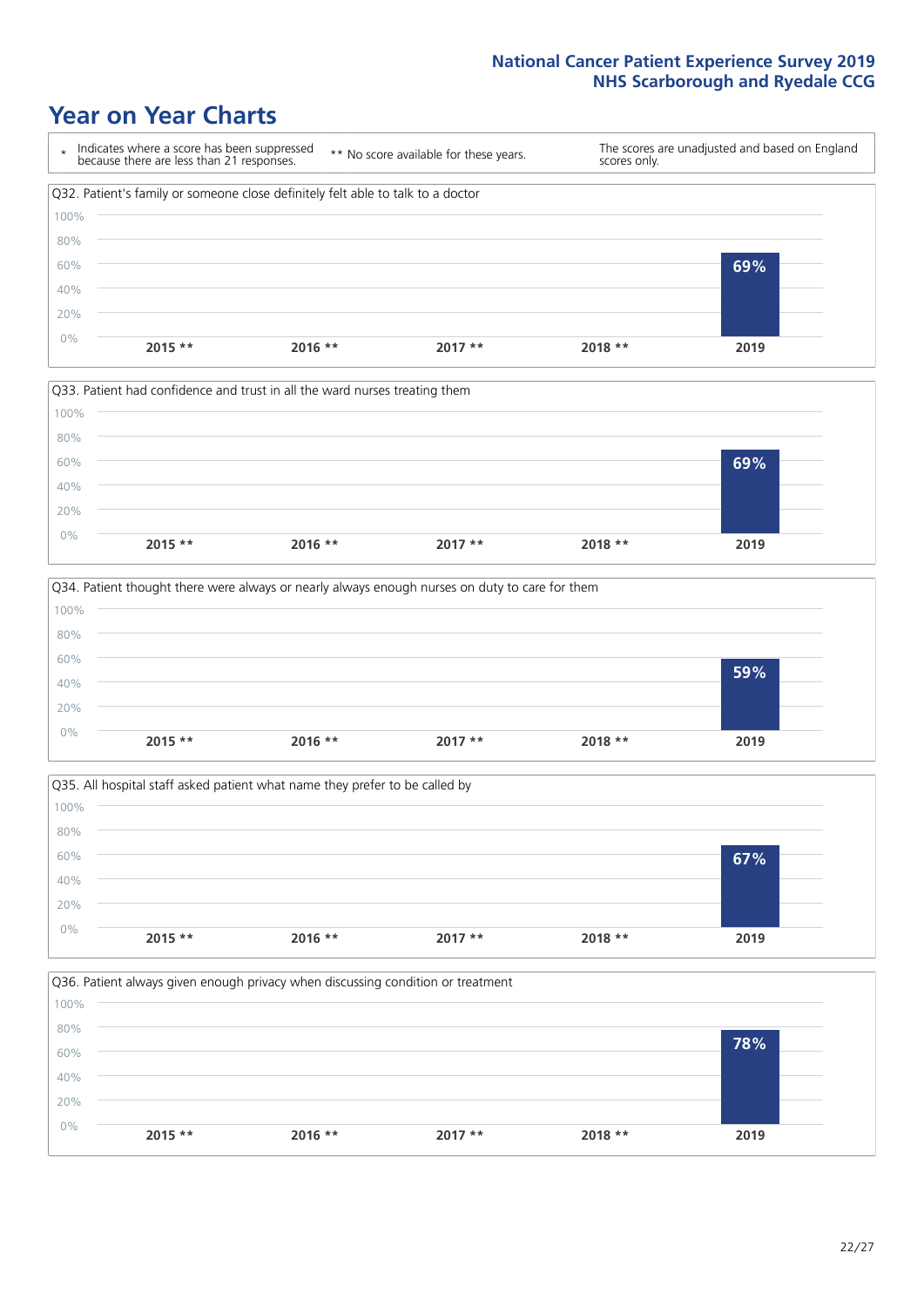# Year on Year Charts

| * Indicates where a score has been suppressed because there are less than 21 responses. | ** No score available for these years. | The scores are unadjusted and based on England scores only. |
|---|---|---|

Q32. Patient's family or someone close definitely felt able to talk to a doctor

| 2015 ** | 2016 ** | 2017 ** | 2018 ** | 2019 |
|---|---|---|---|---|
| | | | | 69% |

Q33. Patient had confidence and trust in all the ward nurses treating them

| 2015 ** | 2016 ** | 2017 ** | 2018 ** | 2019 |
|---|---|---|---|---|
| | | | | 69% |

Q34. Patient thought there were always or nearly always enough nurses on duty to care for them

| 2015 ** | 2016 ** | 2017 ** | 2018 ** | 2019 |
|---|---|---|---|---|
| | | | | 59% |

Q35. All hospital staff asked patient what name they prefer to be called by

| 2015 ** | 2016 ** | 2017 ** | 2018 ** | 2019 |
|---|---|---|---|---|
| | | | | 67% |

Q36. Patient always given enough privacy when discussing condition or treatment

| 2015 ** | 2016 ** | 2017 ** | 2018 ** | 2019 |
|---|---|---|---|---|
| | | | | 78% |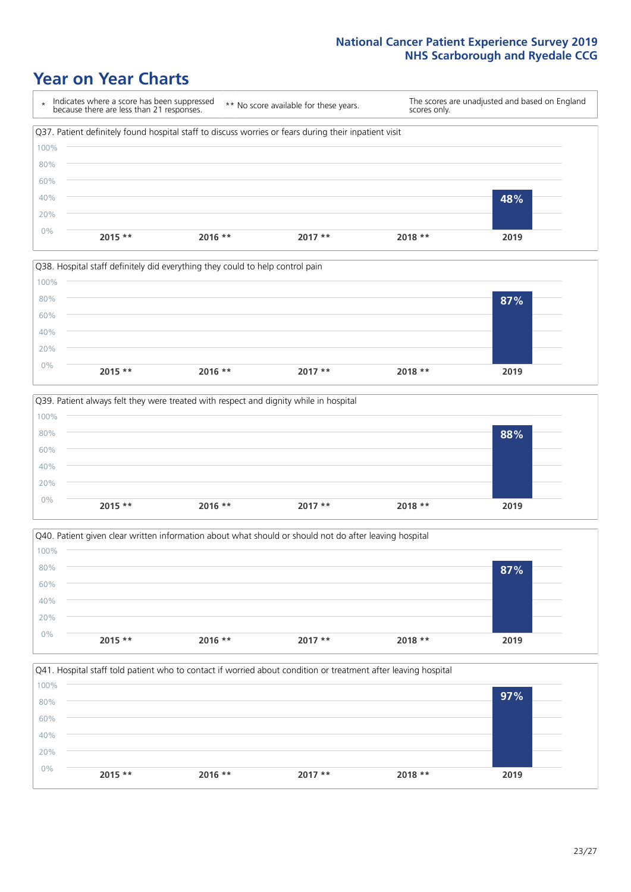# Year on Year Charts

| * Indicates where a score has been suppressed because there are less than 21 responses. | ** No score available for these years. | The scores are unadjusted and based on England scores only. |
|---|---|---|

Q37. Patient definitely found hospital staff to discuss worries or fears during their inpatient visit

| 2015 ** | 2016 ** | 2017 ** | 2018 ** | 2019 |
|---|---|---|---|---|
| | | | | 48% |

Q38. Hospital staff definitely did everything they could to help control pain

| 2015 ** | 2016 ** | 2017 ** | 2018 ** | 2019 |
|---|---|---|---|---|
| | | | | 87% |

Q39. Patient always felt they were treated with respect and dignity while in hospital

| 2015 ** | 2016 ** | 2017 ** | 2018 ** | 2019 |
|---|---|---|---|---|
| | | | | 88% |

Q40. Patient given clear written information about what should or should not do after leaving hospital

| 2015 ** | 2016 ** | 2017 ** | 2018 ** | 2019 |
|---|---|---|---|---|
| | | | | 87% |

Q41. Hospital staff told patient who to contact if worried about condition or treatment after leaving hospital

| 2015 ** | 2016 ** | 2017 ** | 2018 ** | 2019 |
|---|---|---|---|---|
| | | | | 97% |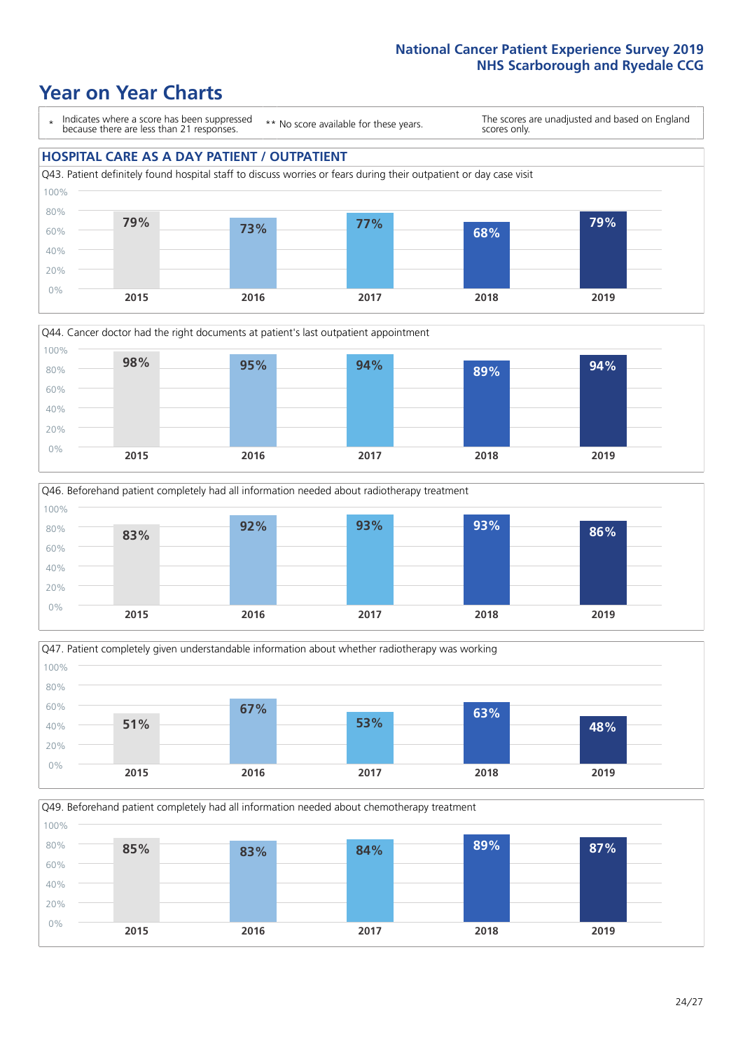# Year on Year Charts

\* Indicates where a score has been suppressed because there are less than 21 responses.

** No score available for these years.

The scores are unadjusted and based on England scores only.

## HOSPITAL CARE AS A DAY PATIENT / OUTPATIENT

Q43. Patient definitely found hospital staff to discuss worries or fears during their outpatient or day case visit

| 2015 | 2016 | 2017 | 2018 | 2019 |
|---|---|---|---|---|
| 79% | 73% | 77% | 68% | 79% |

Q44. Cancer doctor had the right documents at patient's last outpatient appointment

| 2015 | 2016 | 2017 | 2018 | 2019 |
|---|---|---|---|---|
| 98% | 95% | 94% | 89% | 94% |

Q46. Beforehand patient completely had all information needed about radiotherapy treatment

| 2015 | 2016 | 2017 | 2018 | 2019 |
|---|---|---|---|---|
| 83% | 92% | 93% | 93% | 86% |

Q47. Patient completely given understandable information about whether radiotherapy was working

| 2015 | 2016 | 2017 | 2018 | 2019 |
|---|---|---|---|---|
| 51% | 67% | 53% | 63% | 48% |

Q49. Beforehand patient completely had all information needed about chemotherapy treatment

| 2015 | 2016 | 2017 | 2018 | 2019 |
|---|---|---|---|---|
| 85% | 83% | 84% | 89% | 87% |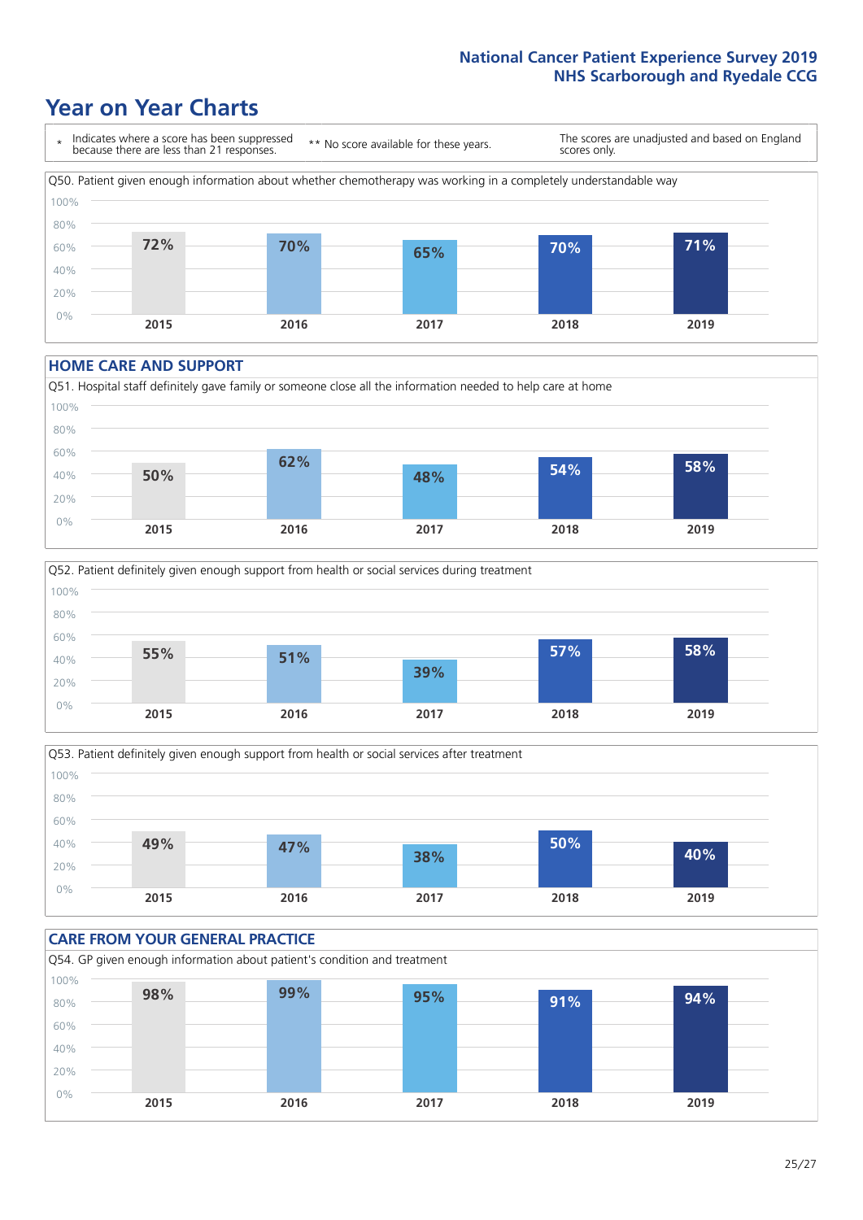# Year on Year Charts

\* Indicates where a score has been suppressed because there are less than 21 responses.

** No score available for these years.

The scores are unadjusted and based on England scores only.

Q50. Patient given enough information about whether chemotherapy was working in a completely understandable way

| 2015 | 2016 | 2017 | 2018 | 2019 |
|---|---|---|---|---|
| 72% | 70% | 65% | 70% | 71% |

## HOME CARE AND SUPPORT

Q51. Hospital staff definitely gave family or someone close all the information needed to help care at home

| 2015 | 2016 | 2017 | 2018 | 2019 |
|---|---|---|---|---|
| 50% | 62% | 48% | 54% | 58% |

Q52. Patient definitely given enough support from health or social services during treatment

| 2015 | 2016 | 2017 | 2018 | 2019 |
|---|---|---|---|---|
| 55% | 51% | 39% | 57% | 58% |

Q53. Patient definitely given enough support from health or social services after treatment

| 2015 | 2016 | 2017 | 2018 | 2019 |
|---|---|---|---|---|
| 49% | 47% | 38% | 50% | 40% |

## CARE FROM YOUR GENERAL PRACTICE

Q54. GP given enough information about patient's condition and treatment

| 2015 | 2016 | 2017 | 2018 | 2019 |
|---|---|---|---|---|
| 98% | 99% | 95% | 91% | 94% |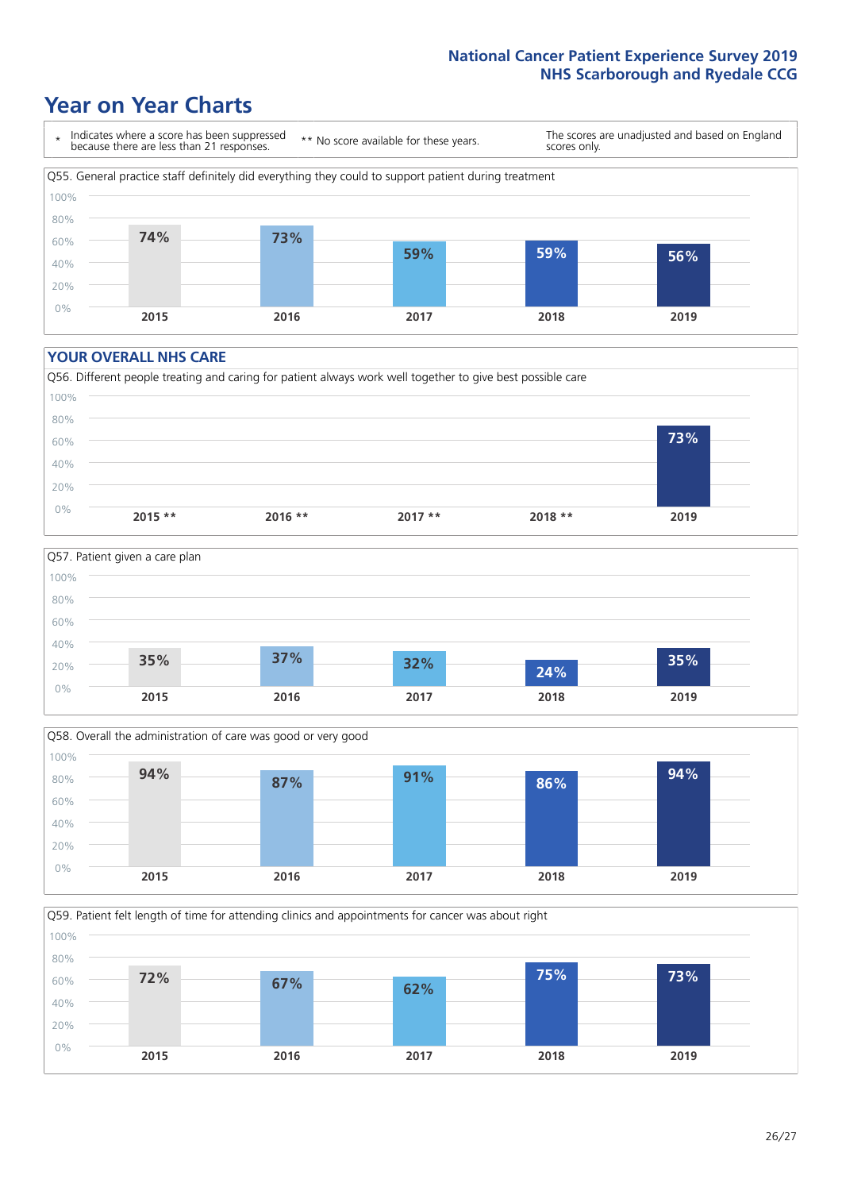# Year on Year Charts

| * Indicates where a score has been suppressed because there are less than 21 responses. | ** No score available for these years. | The scores are unadjusted and based on England scores only. |
|---|---|---|

Q55. General practice staff definitely did everything they could to support patient during treatment

| 2015 | 2016 | 2017 | 2018 | 2019 |
|---|---|---|---|---|
| 74% | 73% | 59% | 59% | 56% |

## YOUR OVERALL NHS CARE

Q56. Different people treating and caring for patient always work well together to give best possible care

| 2015 ** | 2016 ** | 2017 ** | 2018 ** | 2019 |
|---|---|---|---|---|
| | | | | 73% |

Q57. Patient given a care plan

| 2015 | 2016 | 2017 | 2018 | 2019 |
|---|---|---|---|---|
| 35% | 37% | 32% | 24% | 35% |

Q58. Overall the administration of care was good or very good

| 2015 | 2016 | 2017 | 2018 | 2019 |
|---|---|---|---|---|
| 94% | 87% | 91% | 86% | 94% |

Q59. Patient felt length of time for attending clinics and appointments for cancer was about right

| 2015 | 2016 | 2017 | 2018 | 2019 |
|---|---|---|---|---|
| 72% | 67% | 62% | 75% | 73% |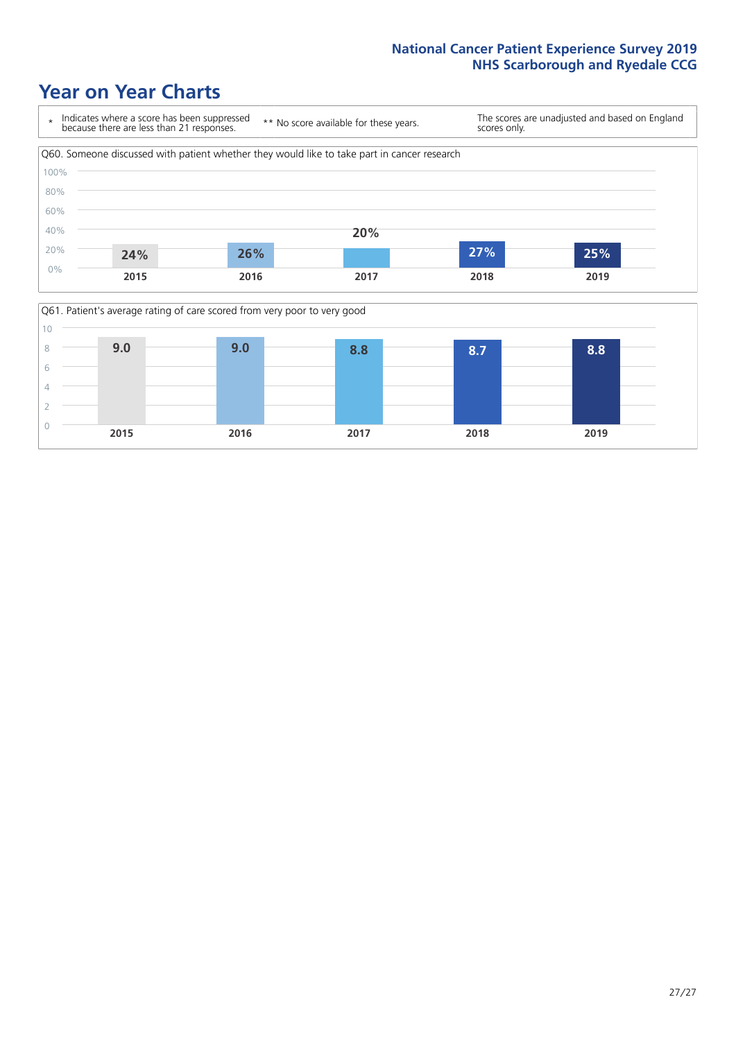# Year on Year Charts

\* Indicates where a score has been suppressed because there are less than 21 responses.

** No score available for these years.

The scores are unadjusted and based on England scores only.

Q60. Someone discussed with patient whether they would like to take part in cancer research

100%
80%
60%
40%
20%
0%

24% 2015
26% 2016
20% 2017
27% 2018
25% 2019

Q61. Patient's average rating of care scored from very poor to very good

10
8
6
4
2
0

9.0 2015
9.0 2016
8.8 2017
8.7 2018
8.8 2019